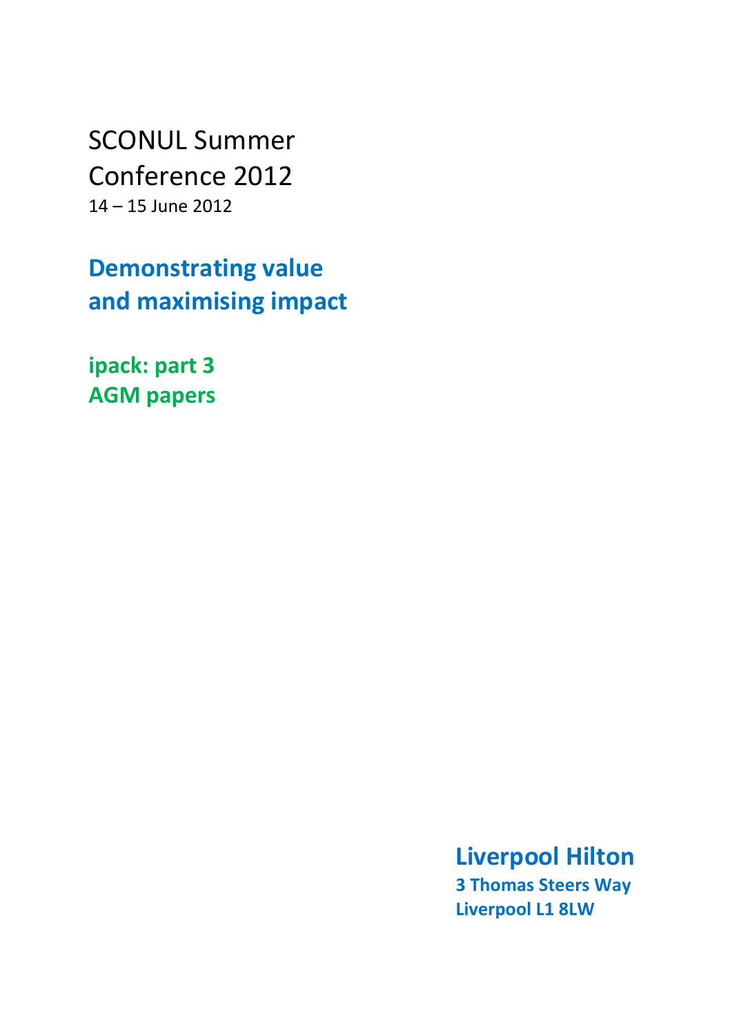# SCONUL Summer Conference 2012

14 – 15 June 2012

## Demonstrating value and maximising impact

**ipack: part 3**
**AGM papers**

**Liverpool Hilton**
**3 Thomas Steers Way**
**Liverpool L1 8LW**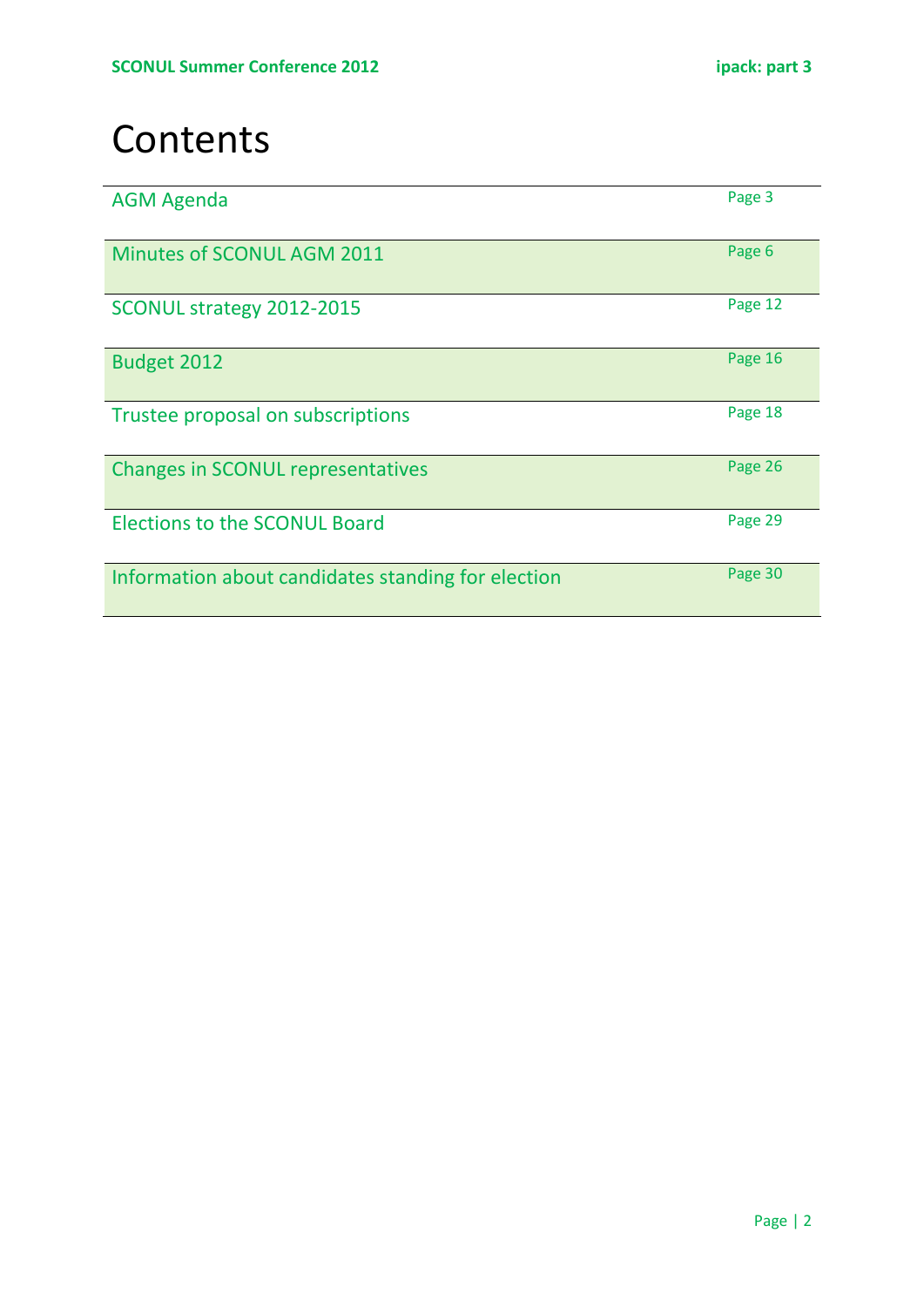# Contents

| | |
|---|---|
| AGM Agenda | Page 3 |
| Minutes of SCONUL AGM 2011 | Page 6 |
| SCONUL strategy 2012-2015 | Page 12 |
| Budget 2012 | Page 16 |
| Trustee proposal on subscriptions | Page 18 |
| Changes in SCONUL representatives | Page 26 |
| Elections to the SCONUL Board | Page 29 |
| Information about candidates standing for election | Page 30 |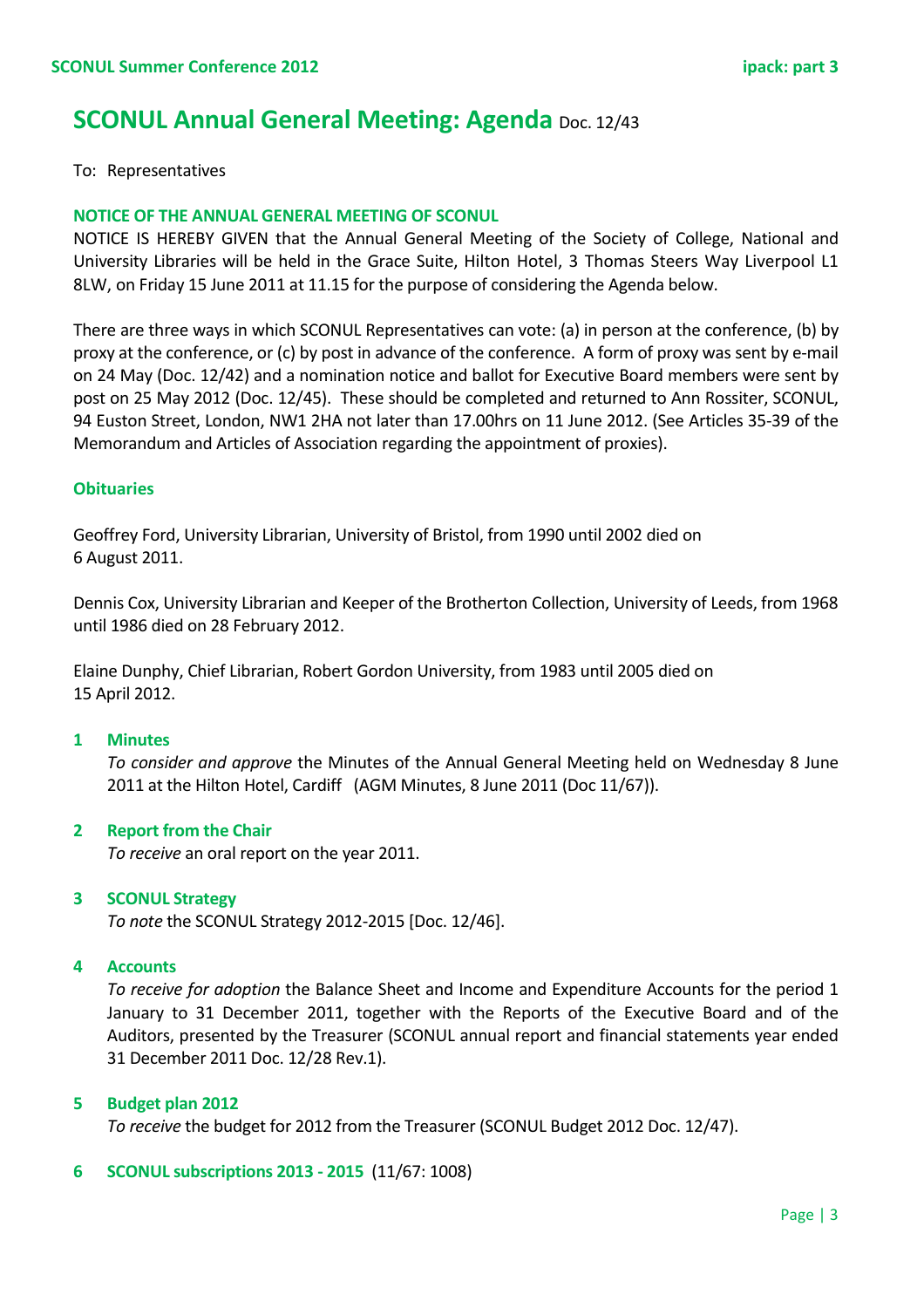# SCONUL Annual General Meeting: Agenda Doc. 12/43

To: Representatives

**NOTICE OF THE ANNUAL GENERAL MEETING OF SCONUL**

NOTICE IS HEREBY GIVEN that the Annual General Meeting of the Society of College, National and University Libraries will be held in the Grace Suite, Hilton Hotel, 3 Thomas Steers Way Liverpool L1 8LW, on Friday 15 June 2011 at 11.15 for the purpose of considering the Agenda below.

There are three ways in which SCONUL Representatives can vote: (a) in person at the conference, (b) by proxy at the conference, or (c) by post in advance of the conference. A form of proxy was sent by e-mail on 24 May (Doc. 12/42) and a nomination notice and ballot for Executive Board members were sent by post on 25 May 2012 (Doc. 12/45). These should be completed and returned to Ann Rossiter, SCONUL, 94 Euston Street, London, NW1 2HA not later than 17.00hrs on 11 June 2012. (See Articles 35-39 of the Memorandum and Articles of Association regarding the appointment of proxies).

**Obituaries**

Geoffrey Ford, University Librarian, University of Bristol, from 1990 until 2002 died on 6 August 2011.

Dennis Cox, University Librarian and Keeper of the Brotherton Collection, University of Leeds, from 1968 until 1986 died on 28 February 2012.

Elaine Dunphy, Chief Librarian, Robert Gordon University, from 1983 until 2005 died on 15 April 2012.

**1 Minutes**

*To consider and approve* the Minutes of the Annual General Meeting held on Wednesday 8 June 2011 at the Hilton Hotel, Cardiff (AGM Minutes, 8 June 2011 (Doc 11/67)).

**2 Report from the Chair**

*To receive* an oral report on the year 2011.

**3 SCONUL Strategy**

*To note* the SCONUL Strategy 2012-2015 [Doc. 12/46].

**4 Accounts**

*To receive for adoption* the Balance Sheet and Income and Expenditure Accounts for the period 1 January to 31 December 2011, together with the Reports of the Executive Board and of the Auditors, presented by the Treasurer (SCONUL annual report and financial statements year ended 31 December 2011 Doc. 12/28 Rev.1).

**5 Budget plan 2012**

*To receive* the budget for 2012 from the Treasurer (SCONUL Budget 2012 Doc. 12/47).

**6 SCONUL subscriptions 2013 - 2015** (11/67: 1008)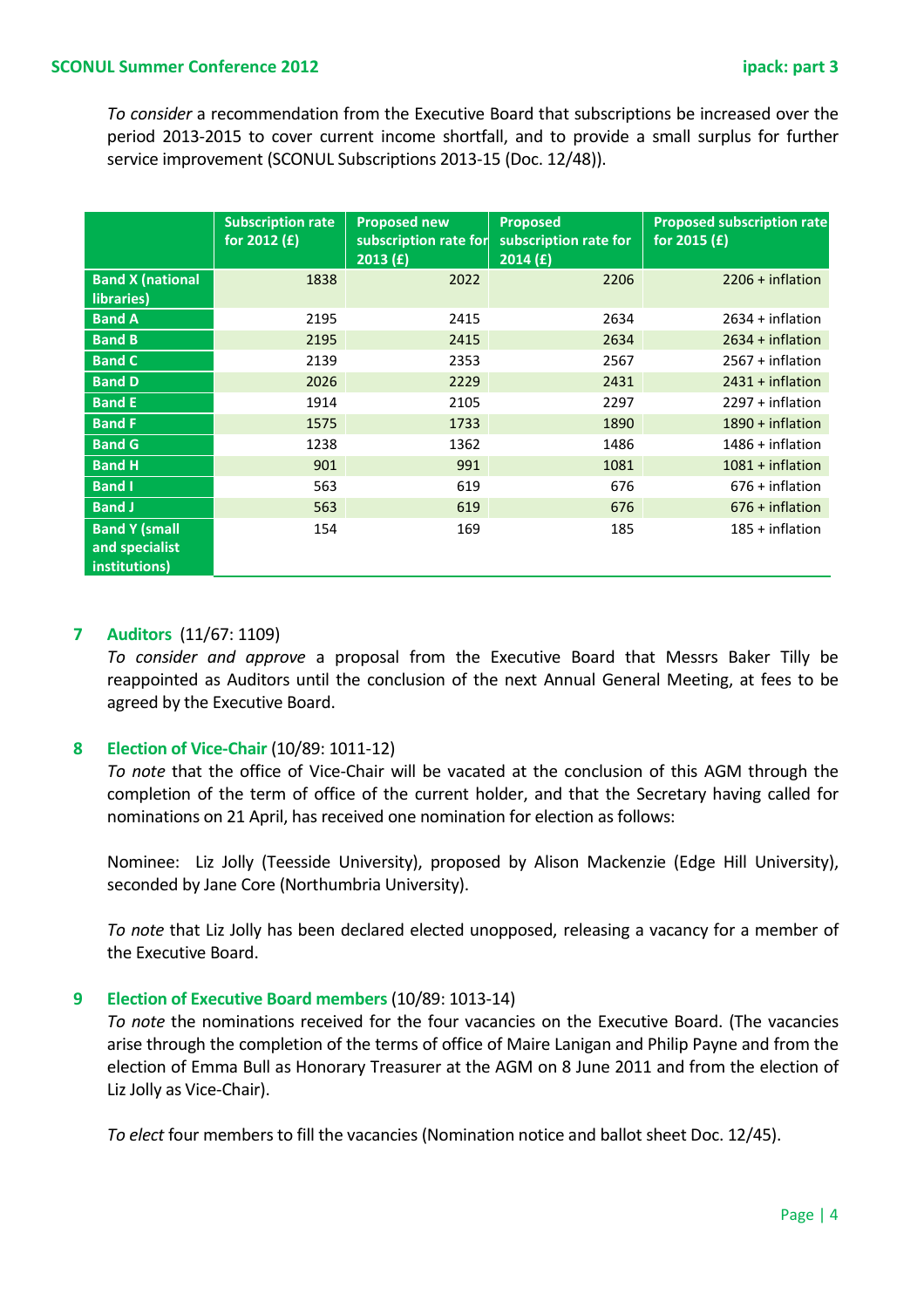*To consider* a recommendation from the Executive Board that subscriptions be increased over the period 2013-2015 to cover current income shortfall, and to provide a small surplus for further service improvement (SCONUL Subscriptions 2013-15 (Doc. 12/48)).

| | Subscription rate for 2012 (£) | Proposed new subscription rate for 2013 (£) | Proposed subscription rate for 2014 (£) | Proposed subscription rate for 2015 (£) |
|---|---|---|---|---|
| **Band X (national libraries)** | 1838 | 2022 | 2206 | 2206 + inflation |
| **Band A** | 2195 | 2415 | 2634 | 2634 + inflation |
| **Band B** | 2195 | 2415 | 2634 | 2634 + inflation |
| **Band C** | 2139 | 2353 | 2567 | 2567 + inflation |
| **Band D** | 2026 | 2229 | 2431 | 2431 + inflation |
| **Band E** | 1914 | 2105 | 2297 | 2297 + inflation |
| **Band F** | 1575 | 1733 | 1890 | 1890 + inflation |
| **Band G** | 1238 | 1362 | 1486 | 1486 + inflation |
| **Band H** | 901 | 991 | 1081 | 1081 + inflation |
| **Band I** | 563 | 619 | 676 | 676 + inflation |
| **Band J** | 563 | 619 | 676 | 676 + inflation |
| **Band Y (small and specialist institutions)** | 154 | 169 | 185 | 185 + inflation |

## 7 Auditors (11/67: 1109)

*To consider and approve* a proposal from the Executive Board that Messrs Baker Tilly be reappointed as Auditors until the conclusion of the next Annual General Meeting, at fees to be agreed by the Executive Board.

## 8 Election of Vice-Chair (10/89: 1011-12)

*To note* that the office of Vice-Chair will be vacated at the conclusion of this AGM through the completion of the term of office of the current holder, and that the Secretary having called for nominations on 21 April, has received one nomination for election as follows:

Nominee: Liz Jolly (Teesside University), proposed by Alison Mackenzie (Edge Hill University), seconded by Jane Core (Northumbria University).

*To note* that Liz Jolly has been declared elected unopposed, releasing a vacancy for a member of the Executive Board.

## 9 Election of Executive Board members (10/89: 1013-14)

*To note* the nominations received for the four vacancies on the Executive Board. (The vacancies arise through the completion of the terms of office of Maire Lanigan and Philip Payne and from the election of Emma Bull as Honorary Treasurer at the AGM on 8 June 2011 and from the election of Liz Jolly as Vice-Chair).

*To elect* four members to fill the vacancies (Nomination notice and ballot sheet Doc. 12/45).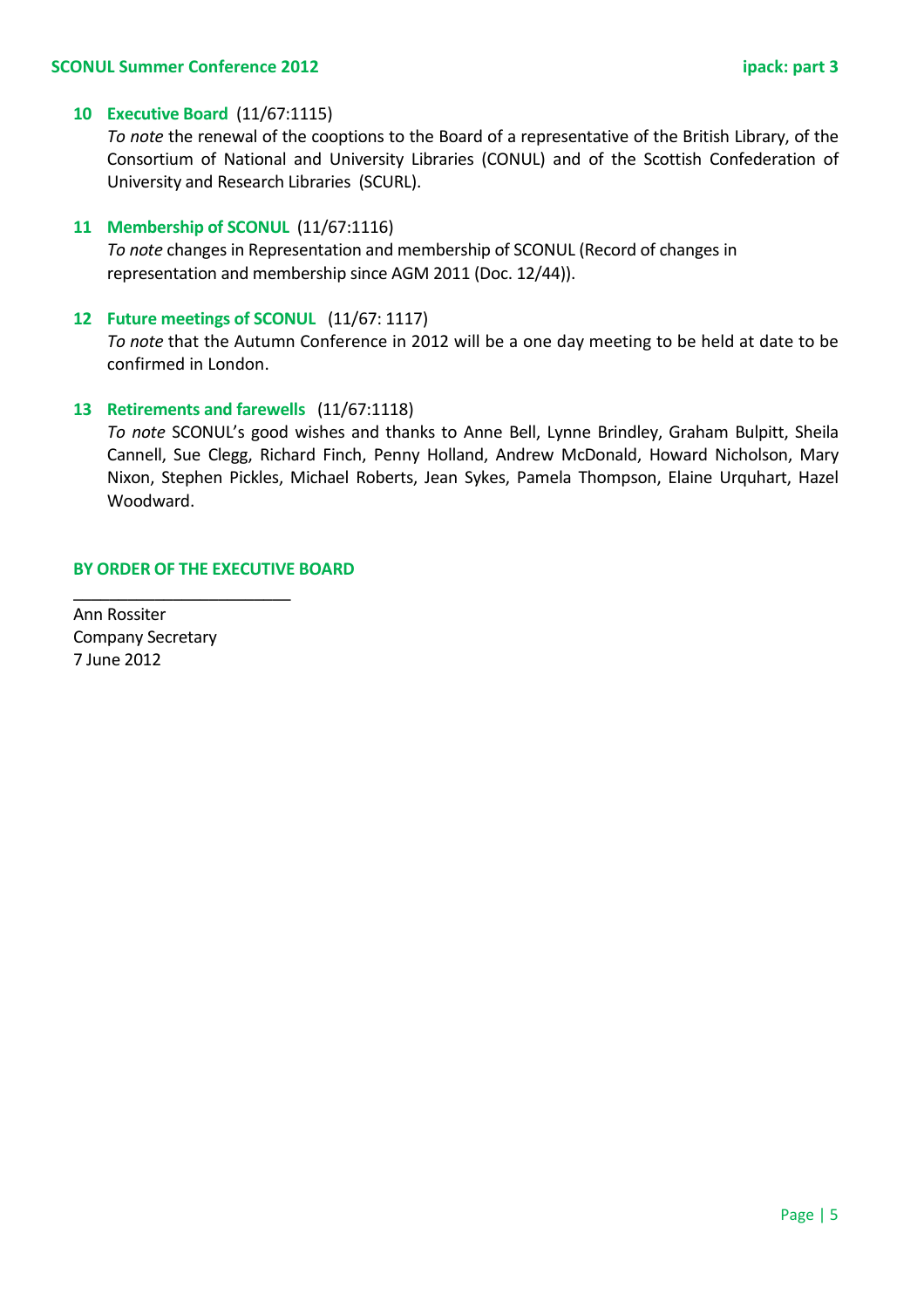**10 Executive Board** (11/67:1115)

*To note* the renewal of the cooptions to the Board of a representative of the British Library, of the Consortium of National and University Libraries (CONUL) and of the Scottish Confederation of University and Research Libraries (SCURL).

**11 Membership of SCONUL** (11/67:1116)

*To note* changes in Representation and membership of SCONUL (Record of changes in representation and membership since AGM 2011 (Doc. 12/44)).

**12 Future meetings of SCONUL** (11/67: 1117)

*To note* that the Autumn Conference in 2012 will be a one day meeting to be held at date to be confirmed in London.

**13 Retirements and farewells** (11/67:1118)

*To note* SCONUL's good wishes and thanks to Anne Bell, Lynne Brindley, Graham Bulpitt, Sheila Cannell, Sue Clegg, Richard Finch, Penny Holland, Andrew McDonald, Howard Nicholson, Mary Nixon, Stephen Pickles, Michael Roberts, Jean Sykes, Pamela Thompson, Elaine Urquhart, Hazel Woodward.

**BY ORDER OF THE EXECUTIVE BOARD**

\_\_\_\_\_\_\_\_\_\_\_\_\_\_\_\_\_\_\_\_\_\_\_\_

Ann Rossiter
Company Secretary
7 June 2012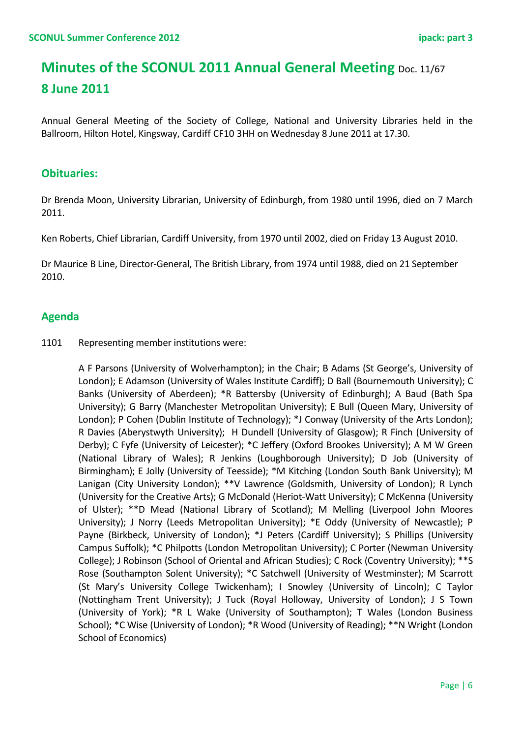# Minutes of the SCONUL 2011 Annual General Meeting Doc. 11/67

## 8 June 2011

Annual General Meeting of the Society of College, National and University Libraries held in the Ballroom, Hilton Hotel, Kingsway, Cardiff CF10 3HH on Wednesday 8 June 2011 at 17.30.

### Obituaries:

Dr Brenda Moon, University Librarian, University of Edinburgh, from 1980 until 1996, died on 7 March 2011.

Ken Roberts, Chief Librarian, Cardiff University, from 1970 until 2002, died on Friday 13 August 2010.

Dr Maurice B Line, Director-General, The British Library, from 1974 until 1988, died on 21 September 2010.

### Agenda

1101 Representing member institutions were:

A F Parsons (University of Wolverhampton); in the Chair; B Adams (St George's, University of London); E Adamson (University of Wales Institute Cardiff); D Ball (Bournemouth University); C Banks (University of Aberdeen); *R Battersby (University of Edinburgh); A Baud (Bath Spa University); G Barry (Manchester Metropolitan University); E Bull (Queen Mary, University of London); P Cohen (Dublin Institute of Technology); *J Conway (University of the Arts London); R Davies (Aberystwyth University); H Dundell (University of Glasgow); R Finch (University of Derby); C Fyfe (University of Leicester); *C Jeffery (Oxford Brookes University); A M W Green (National Library of Wales); R Jenkins (Loughborough University); D Job (University of Birmingham); E Jolly (University of Teesside); *M Kitching (London South Bank University); M Lanigan (City University London); **V Lawrence (Goldsmith, University of London); R Lynch (University for the Creative Arts); G McDonald (Heriot-Watt University); C McKenna (University of Ulster); **D Mead (National Library of Scotland); M Melling (Liverpool John Moores University); J Norry (Leeds Metropolitan University); *E Oddy (University of Newcastle); P Payne (Birkbeck, University of London); *J Peters (Cardiff University); S Phillips (University Campus Suffolk); *C Philpotts (London Metropolitan University); C Porter (Newman University College); J Robinson (School of Oriental and African Studies); C Rock (Coventry University); **S Rose (Southampton Solent University); *C Satchwell (University of Westminster); M Scarrott (St Mary's University College Twickenham); I Snowley (University of Lincoln); C Taylor (Nottingham Trent University); J Tuck (Royal Holloway, University of London); J S Town (University of York); *R L Wake (University of Southampton); T Wales (London Business School); *C Wise (University of London); *R Wood (University of Reading); **N Wright (London School of Economics)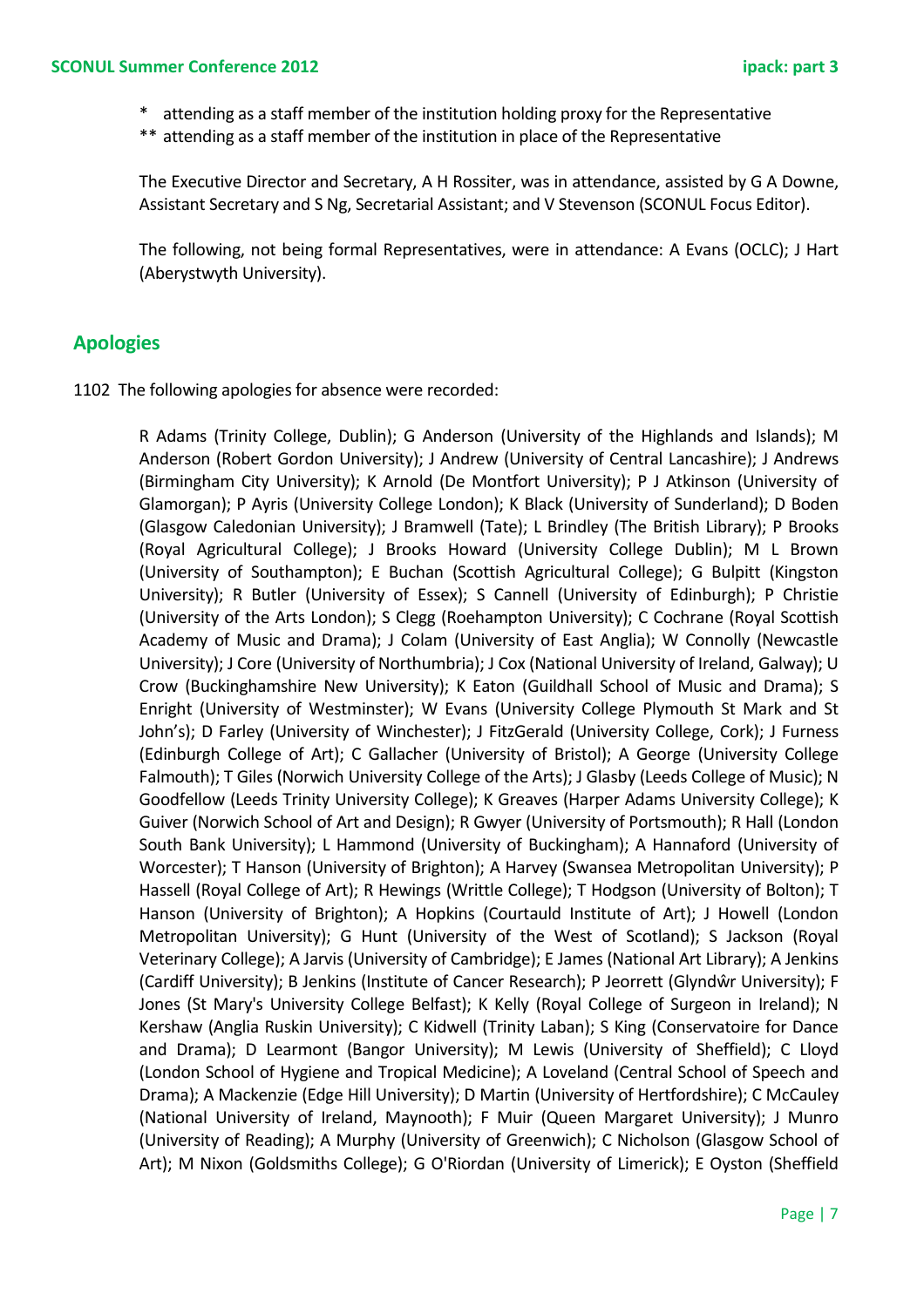\*   attending as a staff member of the institution holding proxy for the Representative
\*\* attending as a staff member of the institution in place of the Representative

The Executive Director and Secretary, A H Rossiter, was in attendance, assisted by G A Downe, Assistant Secretary and S Ng, Secretarial Assistant; and V Stevenson (SCONUL Focus Editor).

The following, not being formal Representatives, were in attendance: A Evans (OCLC); J Hart (Aberystwyth University).

## Apologies

1102 The following apologies for absence were recorded:

R Adams (Trinity College, Dublin); G Anderson (University of the Highlands and Islands); M Anderson (Robert Gordon University); J Andrew (University of Central Lancashire); J Andrews (Birmingham City University); K Arnold (De Montfort University); P J Atkinson (University of Glamorgan); P Ayris (University College London); K Black (University of Sunderland); D Boden (Glasgow Caledonian University); J Bramwell (Tate); L Brindley (The British Library); P Brooks (Royal Agricultural College); J Brooks Howard (University College Dublin); M L Brown (University of Southampton); E Buchan (Scottish Agricultural College); G Bulpitt (Kingston University); R Butler (University of Essex); S Cannell (University of Edinburgh); P Christie (University of the Arts London); S Clegg (Roehampton University); C Cochrane (Royal Scottish Academy of Music and Drama); J Colam (University of East Anglia); W Connolly (Newcastle University); J Core (University of Northumbria); J Cox (National University of Ireland, Galway); U Crow (Buckinghamshire New University); K Eaton (Guildhall School of Music and Drama); S Enright (University of Westminster); W Evans (University College Plymouth St Mark and St John's); D Farley (University of Winchester); J FitzGerald (University College, Cork); J Furness (Edinburgh College of Art); C Gallacher (University of Bristol); A George (University College Falmouth); T Giles (Norwich University College of the Arts); J Glasby (Leeds College of Music); N Goodfellow (Leeds Trinity University College); K Greaves (Harper Adams University College); K Guiver (Norwich School of Art and Design); R Gwyer (University of Portsmouth); R Hall (London South Bank University); L Hammond (University of Buckingham); A Hannaford (University of Worcester); T Hanson (University of Brighton); A Harvey (Swansea Metropolitan University); P Hassell (Royal College of Art); R Hewings (Writtle College); T Hodgson (University of Bolton); T Hanson (University of Brighton); A Hopkins (Courtauld Institute of Art); J Howell (London Metropolitan University); G Hunt (University of the West of Scotland); S Jackson (Royal Veterinary College); A Jarvis (University of Cambridge); E James (National Art Library); A Jenkins (Cardiff University); B Jenkins (Institute of Cancer Research); P Jeorrett (Glyndŵr University); F Jones (St Mary's University College Belfast); K Kelly (Royal College of Surgeon in Ireland); N Kershaw (Anglia Ruskin University); C Kidwell (Trinity Laban); S King (Conservatoire for Dance and Drama); D Learmont (Bangor University); M Lewis (University of Sheffield); C Lloyd (London School of Hygiene and Tropical Medicine); A Loveland (Central School of Speech and Drama); A Mackenzie (Edge Hill University); D Martin (University of Hertfordshire); C McCauley (National University of Ireland, Maynooth); F Muir (Queen Margaret University); J Munro (University of Reading); A Murphy (University of Greenwich); C Nicholson (Glasgow School of Art); M Nixon (Goldsmiths College); G O'Riordan (University of Limerick); E Oyston (Sheffield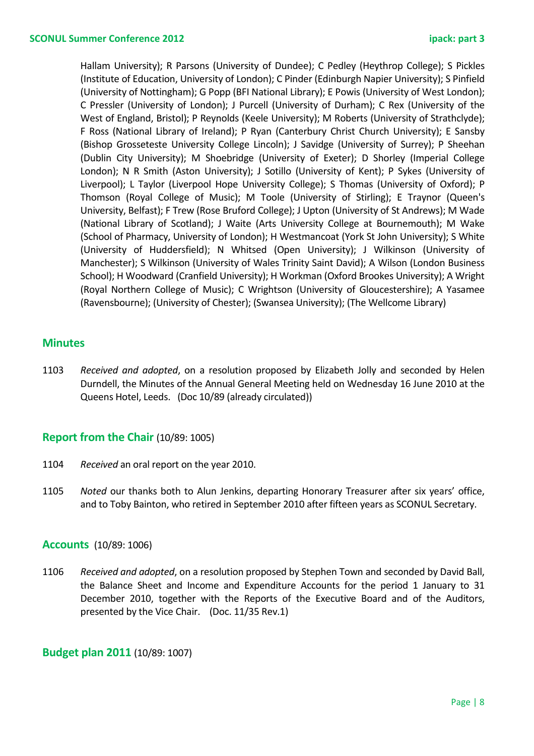Hallam University); R Parsons (University of Dundee); C Pedley (Heythrop College); S Pickles (Institute of Education, University of London); C Pinder (Edinburgh Napier University); S Pinfield (University of Nottingham); G Popp (BFI National Library); E Powis (University of West London); C Pressler (University of London); J Purcell (University of Durham); C Rex (University of the West of England, Bristol); P Reynolds (Keele University); M Roberts (University of Strathclyde); F Ross (National Library of Ireland); P Ryan (Canterbury Christ Church University); E Sansby (Bishop Grosseteste University College Lincoln); J Savidge (University of Surrey); P Sheehan (Dublin City University); M Shoebridge (University of Exeter); D Shorley (Imperial College London); N R Smith (Aston University); J Sotillo (University of Kent); P Sykes (University of Liverpool); L Taylor (Liverpool Hope University College); S Thomas (University of Oxford); P Thomson (Royal College of Music); M Toole (University of Stirling); E Traynor (Queen's University, Belfast); F Trew (Rose Bruford College); J Upton (University of St Andrews); M Wade (National Library of Scotland); J Waite (Arts University College at Bournemouth); M Wake (School of Pharmacy, University of London); H Westmancoat (York St John University); S White (University of Huddersfield); N Whitsed (Open University); J Wilkinson (University of Manchester); S Wilkinson (University of Wales Trinity Saint David); A Wilson (London Business School); H Woodward (Cranfield University); H Workman (Oxford Brookes University); A Wright (Royal Northern College of Music); C Wrightson (University of Gloucestershire); A Yasamee (Ravensbourne); (University of Chester); (Swansea University); (The Wellcome Library)

## Minutes

1103 *Received and adopted*, on a resolution proposed by Elizabeth Jolly and seconded by Helen Durndell, the Minutes of the Annual General Meeting held on Wednesday 16 June 2010 at the Queens Hotel, Leeds. (Doc 10/89 (already circulated))

## Report from the Chair (10/89: 1005)

1104 *Received* an oral report on the year 2010.

1105 *Noted* our thanks both to Alun Jenkins, departing Honorary Treasurer after six years' office, and to Toby Bainton, who retired in September 2010 after fifteen years as SCONUL Secretary.

## Accounts (10/89: 1006)

1106 *Received and adopted*, on a resolution proposed by Stephen Town and seconded by David Ball, the Balance Sheet and Income and Expenditure Accounts for the period 1 January to 31 December 2010, together with the Reports of the Executive Board and of the Auditors, presented by the Vice Chair. (Doc. 11/35 Rev.1)

## Budget plan 2011 (10/89: 1007)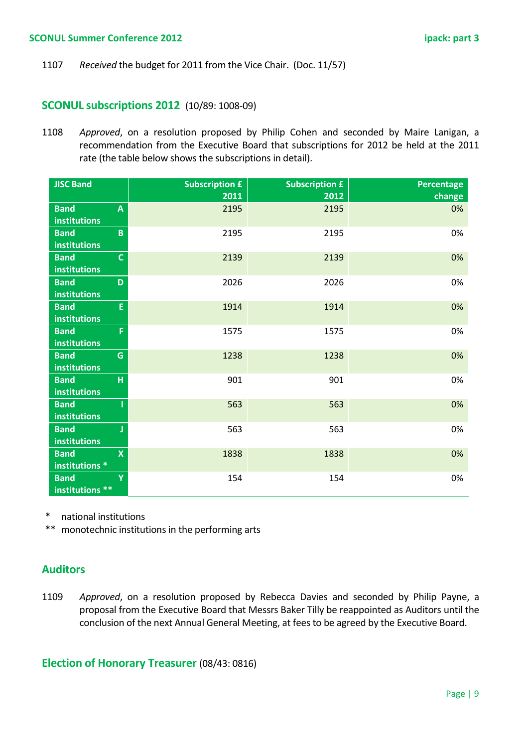1107 *Received* the budget for 2011 from the Vice Chair. (Doc. 11/57)

## SCONUL subscriptions 2012 (10/89: 1008-09)

1108 *Approved*, on a resolution proposed by Philip Cohen and seconded by Maire Lanigan, a recommendation from the Executive Board that subscriptions for 2012 be held at the 2011 rate (the table below shows the subscriptions in detail).

| JISC Band | Subscription £ 2011 | Subscription £ 2012 | Percentage change |
|---|---:|---:|---:|
| Band A institutions | 2195 | 2195 | 0% |
| Band B institutions | 2195 | 2195 | 0% |
| Band C institutions | 2139 | 2139 | 0% |
| Band D institutions | 2026 | 2026 | 0% |
| Band E institutions | 1914 | 1914 | 0% |
| Band F institutions | 1575 | 1575 | 0% |
| Band G institutions | 1238 | 1238 | 0% |
| Band H institutions | 901 | 901 | 0% |
| Band I institutions | 563 | 563 | 0% |
| Band J institutions | 563 | 563 | 0% |
| Band X institutions * | 1838 | 1838 | 0% |
| Band Y institutions ** | 154 | 154 | 0% |

\* national institutions

\*\* monotechnic institutions in the performing arts

## Auditors

1109 *Approved*, on a resolution proposed by Rebecca Davies and seconded by Philip Payne, a proposal from the Executive Board that Messrs Baker Tilly be reappointed as Auditors until the conclusion of the next Annual General Meeting, at fees to be agreed by the Executive Board.

## Election of Honorary Treasurer (08/43: 0816)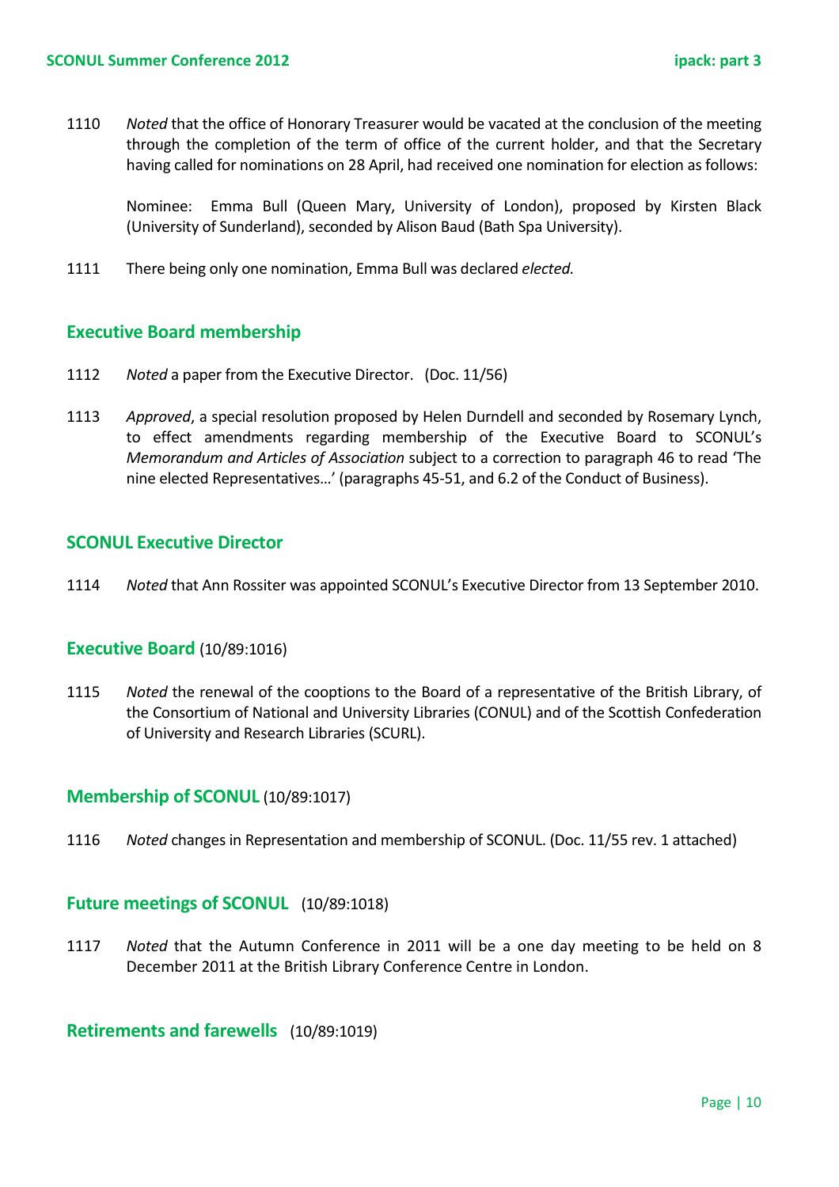1110 *Noted* that the office of Honorary Treasurer would be vacated at the conclusion of the meeting through the completion of the term of office of the current holder, and that the Secretary having called for nominations on 28 April, had received one nomination for election as follows:

Nominee: Emma Bull (Queen Mary, University of London), proposed by Kirsten Black (University of Sunderland), seconded by Alison Baud (Bath Spa University).

1111 There being only one nomination, Emma Bull was declared *elected.*

## Executive Board membership

1112 *Noted* a paper from the Executive Director. (Doc. 11/56)

1113 *Approved*, a special resolution proposed by Helen Durndell and seconded by Rosemary Lynch, to effect amendments regarding membership of the Executive Board to SCONUL's *Memorandum and Articles of Association* subject to a correction to paragraph 46 to read 'The nine elected Representatives…' (paragraphs 45-51, and 6.2 of the Conduct of Business).

## SCONUL Executive Director

1114 *Noted* that Ann Rossiter was appointed SCONUL's Executive Director from 13 September 2010.

## Executive Board (10/89:1016)

1115 *Noted* the renewal of the cooptions to the Board of a representative of the British Library, of the Consortium of National and University Libraries (CONUL) and of the Scottish Confederation of University and Research Libraries (SCURL).

## Membership of SCONUL (10/89:1017)

1116 *Noted* changes in Representation and membership of SCONUL. (Doc. 11/55 rev. 1 attached)

## Future meetings of SCONUL (10/89:1018)

1117 *Noted* that the Autumn Conference in 2011 will be a one day meeting to be held on 8 December 2011 at the British Library Conference Centre in London.

## Retirements and farewells (10/89:1019)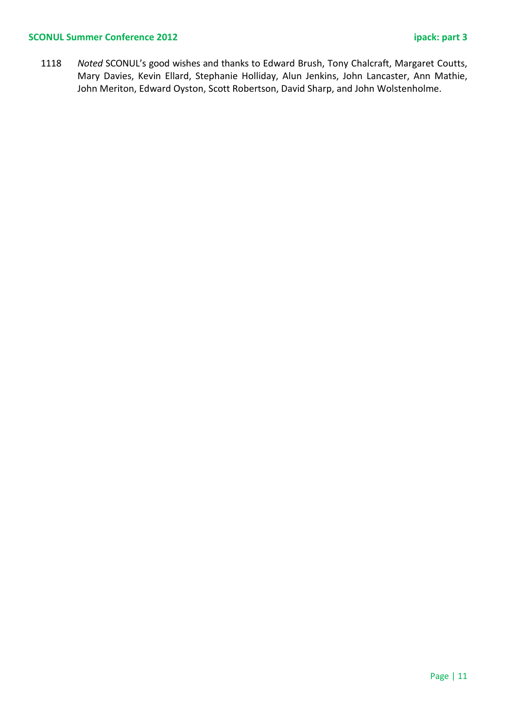1118 *Noted* SCONUL's good wishes and thanks to Edward Brush, Tony Chalcraft, Margaret Coutts, Mary Davies, Kevin Ellard, Stephanie Holliday, Alun Jenkins, John Lancaster, Ann Mathie, John Meriton, Edward Oyston, Scott Robertson, David Sharp, and John Wolstenholme.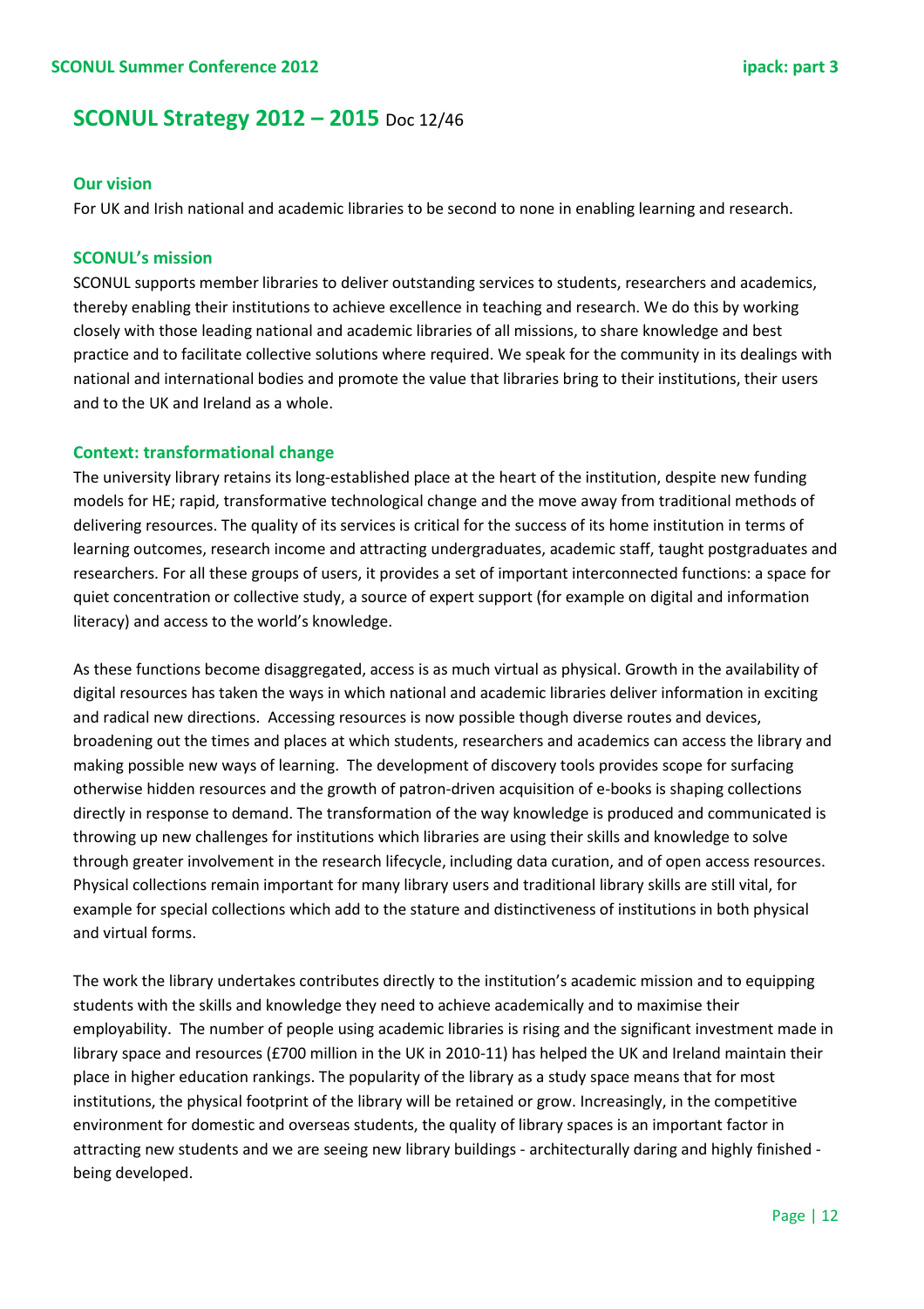## SCONUL Strategy 2012 – 2015 Doc 12/46

### Our vision

For UK and Irish national and academic libraries to be second to none in enabling learning and research.

### SCONUL's mission

SCONUL supports member libraries to deliver outstanding services to students, researchers and academics, thereby enabling their institutions to achieve excellence in teaching and research. We do this by working closely with those leading national and academic libraries of all missions, to share knowledge and best practice and to facilitate collective solutions where required. We speak for the community in its dealings with national and international bodies and promote the value that libraries bring to their institutions, their users and to the UK and Ireland as a whole.

### Context: transformational change

The university library retains its long-established place at the heart of the institution, despite new funding models for HE; rapid, transformative technological change and the move away from traditional methods of delivering resources. The quality of its services is critical for the success of its home institution in terms of learning outcomes, research income and attracting undergraduates, academic staff, taught postgraduates and researchers. For all these groups of users, it provides a set of important interconnected functions: a space for quiet concentration or collective study, a source of expert support (for example on digital and information literacy) and access to the world's knowledge.

As these functions become disaggregated, access is as much virtual as physical. Growth in the availability of digital resources has taken the ways in which national and academic libraries deliver information in exciting and radical new directions. Accessing resources is now possible though diverse routes and devices, broadening out the times and places at which students, researchers and academics can access the library and making possible new ways of learning. The development of discovery tools provides scope for surfacing otherwise hidden resources and the growth of patron-driven acquisition of e-books is shaping collections directly in response to demand. The transformation of the way knowledge is produced and communicated is throwing up new challenges for institutions which libraries are using their skills and knowledge to solve through greater involvement in the research lifecycle, including data curation, and of open access resources. Physical collections remain important for many library users and traditional library skills are still vital, for example for special collections which add to the stature and distinctiveness of institutions in both physical and virtual forms.

The work the library undertakes contributes directly to the institution's academic mission and to equipping students with the skills and knowledge they need to achieve academically and to maximise their employability. The number of people using academic libraries is rising and the significant investment made in library space and resources (£700 million in the UK in 2010-11) has helped the UK and Ireland maintain their place in higher education rankings. The popularity of the library as a study space means that for most institutions, the physical footprint of the library will be retained or grow. Increasingly, in the competitive environment for domestic and overseas students, the quality of library spaces is an important factor in attracting new students and we are seeing new library buildings - architecturally daring and highly finished - being developed.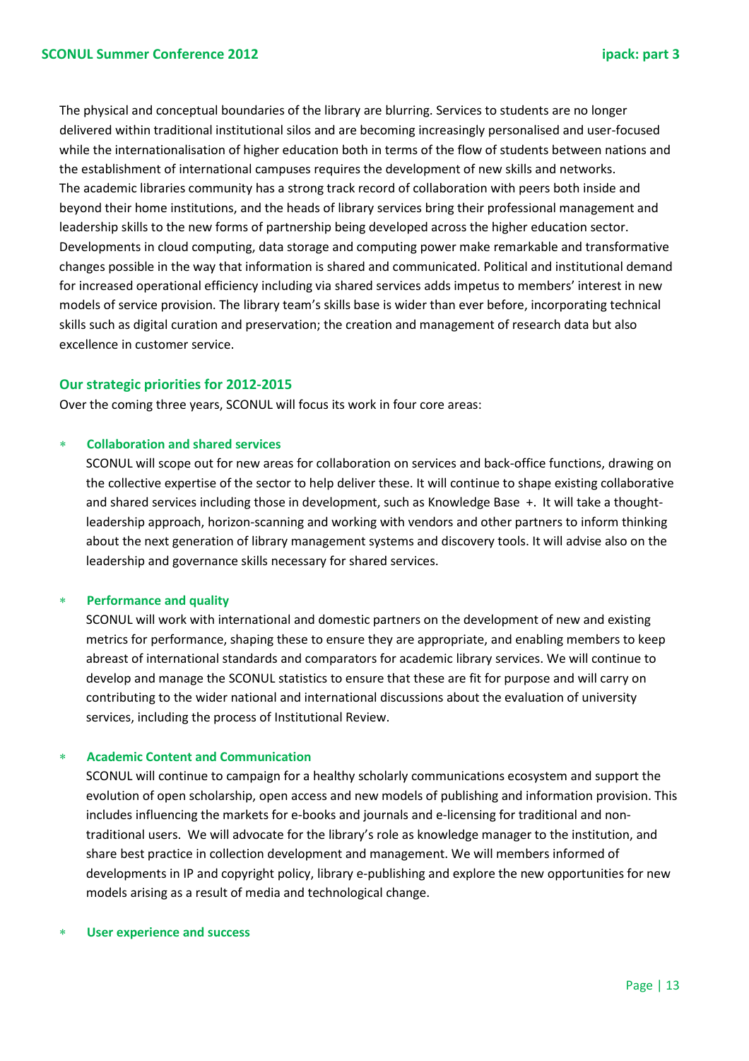The physical and conceptual boundaries of the library are blurring. Services to students are no longer delivered within traditional institutional silos and are becoming increasingly personalised and user-focused while the internationalisation of higher education both in terms of the flow of students between nations and the establishment of international campuses requires the development of new skills and networks. The academic libraries community has a strong track record of collaboration with peers both inside and beyond their home institutions, and the heads of library services bring their professional management and leadership skills to the new forms of partnership being developed across the higher education sector. Developments in cloud computing, data storage and computing power make remarkable and transformative changes possible in the way that information is shared and communicated. Political and institutional demand for increased operational efficiency including via shared services adds impetus to members' interest in new models of service provision. The library team's skills base is wider than ever before, incorporating technical skills such as digital curation and preservation; the creation and management of research data but also excellence in customer service.

### Our strategic priorities for 2012-2015

Over the coming three years, SCONUL will focus its work in four core areas:

- **Collaboration and shared services**
  SCONUL will scope out for new areas for collaboration on services and back-office functions, drawing on the collective expertise of the sector to help deliver these. It will continue to shape existing collaborative and shared services including those in development, such as Knowledge Base +. It will take a thought-leadership approach, horizon-scanning and working with vendors and other partners to inform thinking about the next generation of library management systems and discovery tools. It will advise also on the leadership and governance skills necessary for shared services.

- **Performance and quality**
  SCONUL will work with international and domestic partners on the development of new and existing metrics for performance, shaping these to ensure they are appropriate, and enabling members to keep abreast of international standards and comparators for academic library services. We will continue to develop and manage the SCONUL statistics to ensure that these are fit for purpose and will carry on contributing to the wider national and international discussions about the evaluation of university services, including the process of Institutional Review.

- **Academic Content and Communication**
  SCONUL will continue to campaign for a healthy scholarly communications ecosystem and support the evolution of open scholarship, open access and new models of publishing and information provision. This includes influencing the markets for e-books and journals and e-licensing for traditional and non-traditional users. We will advocate for the library's role as knowledge manager to the institution, and share best practice in collection development and management. We will members informed of developments in IP and copyright policy, library e-publishing and explore the new opportunities for new models arising as a result of media and technological change.

- **User experience and success**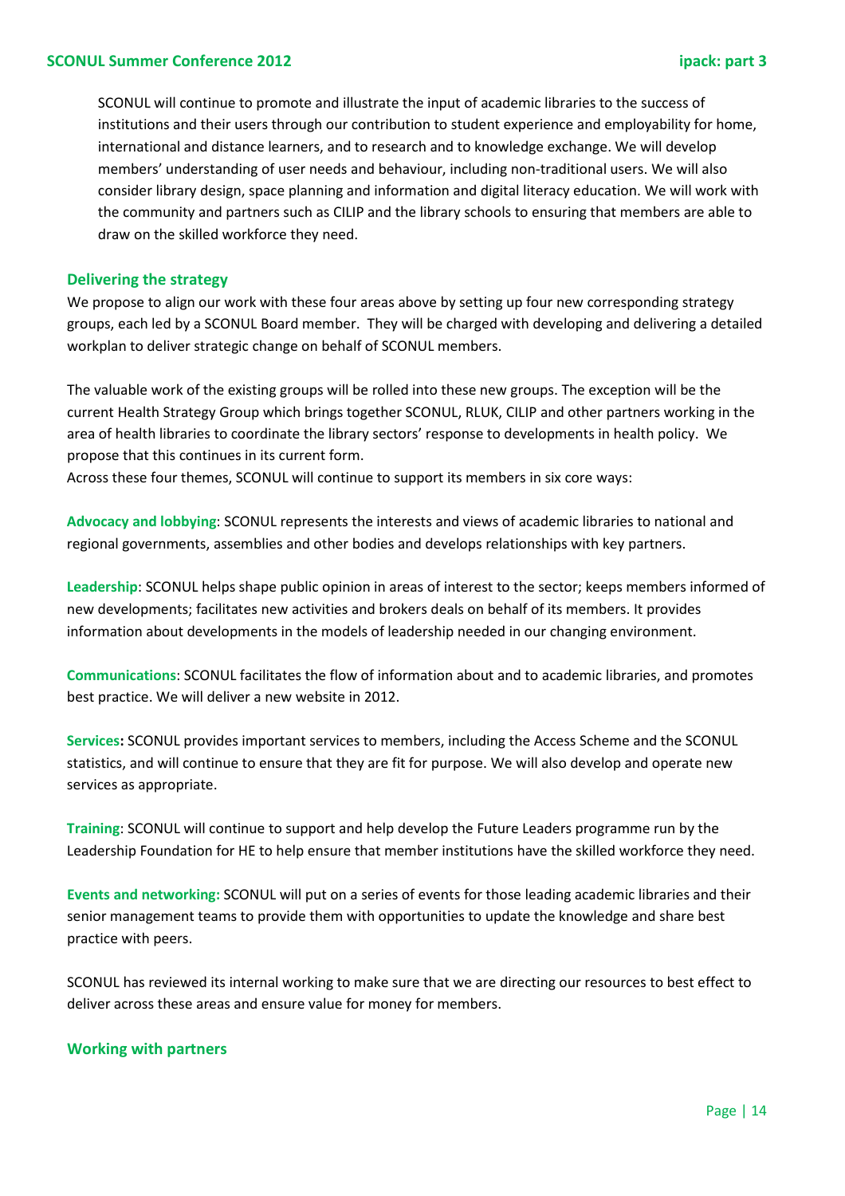SCONUL will continue to promote and illustrate the input of academic libraries to the success of institutions and their users through our contribution to student experience and employability for home, international and distance learners, and to research and to knowledge exchange. We will develop members' understanding of user needs and behaviour, including non-traditional users. We will also consider library design, space planning and information and digital literacy education. We will work with the community and partners such as CILIP and the library schools to ensuring that members are able to draw on the skilled workforce they need.

### Delivering the strategy

We propose to align our work with these four areas above by setting up four new corresponding strategy groups, each led by a SCONUL Board member. They will be charged with developing and delivering a detailed workplan to deliver strategic change on behalf of SCONUL members.

The valuable work of the existing groups will be rolled into these new groups. The exception will be the current Health Strategy Group which brings together SCONUL, RLUK, CILIP and other partners working in the area of health libraries to coordinate the library sectors' response to developments in health policy. We propose that this continues in its current form.

Across these four themes, SCONUL will continue to support its members in six core ways:

**Advocacy and lobbying**: SCONUL represents the interests and views of academic libraries to national and regional governments, assemblies and other bodies and develops relationships with key partners.

**Leadership**: SCONUL helps shape public opinion in areas of interest to the sector; keeps members informed of new developments; facilitates new activities and brokers deals on behalf of its members. It provides information about developments in the models of leadership needed in our changing environment.

**Communications**: SCONUL facilitates the flow of information about and to academic libraries, and promotes best practice. We will deliver a new website in 2012.

**Services:** SCONUL provides important services to members, including the Access Scheme and the SCONUL statistics, and will continue to ensure that they are fit for purpose. We will also develop and operate new services as appropriate.

**Training**: SCONUL will continue to support and help develop the Future Leaders programme run by the Leadership Foundation for HE to help ensure that member institutions have the skilled workforce they need.

**Events and networking:** SCONUL will put on a series of events for those leading academic libraries and their senior management teams to provide them with opportunities to update the knowledge and share best practice with peers.

SCONUL has reviewed its internal working to make sure that we are directing our resources to best effect to deliver across these areas and ensure value for money for members.

### Working with partners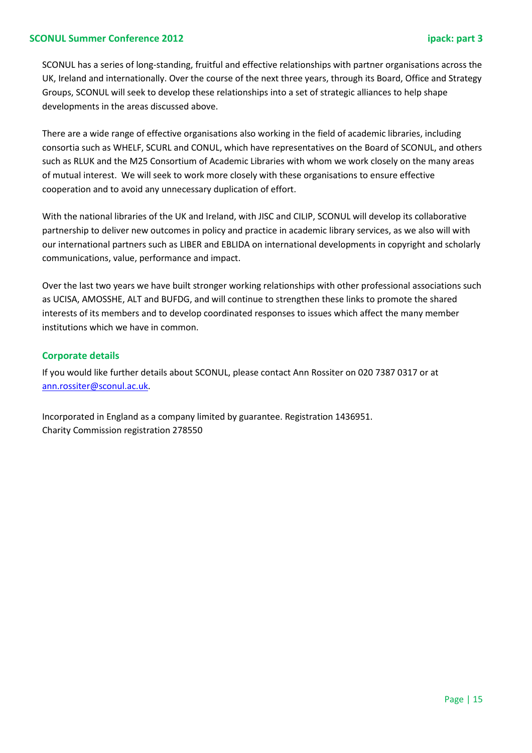SCONUL has a series of long-standing, fruitful and effective relationships with partner organisations across the UK, Ireland and internationally. Over the course of the next three years, through its Board, Office and Strategy Groups, SCONUL will seek to develop these relationships into a set of strategic alliances to help shape developments in the areas discussed above.

There are a wide range of effective organisations also working in the field of academic libraries, including consortia such as WHELF, SCURL and CONUL, which have representatives on the Board of SCONUL, and others such as RLUK and the M25 Consortium of Academic Libraries with whom we work closely on the many areas of mutual interest. We will seek to work more closely with these organisations to ensure effective cooperation and to avoid any unnecessary duplication of effort.

With the national libraries of the UK and Ireland, with JISC and CILIP, SCONUL will develop its collaborative partnership to deliver new outcomes in policy and practice in academic library services, as we also will with our international partners such as LIBER and EBLIDA on international developments in copyright and scholarly communications, value, performance and impact.

Over the last two years we have built stronger working relationships with other professional associations such as UCISA, AMOSSHE, ALT and BUFDG, and will continue to strengthen these links to promote the shared interests of its members and to develop coordinated responses to issues which affect the many member institutions which we have in common.

### Corporate details

If you would like further details about SCONUL, please contact Ann Rossiter on 020 7387 0317 or at ann.rossiter@sconul.ac.uk.

Incorporated in England as a company limited by guarantee. Registration 1436951.
Charity Commission registration 278550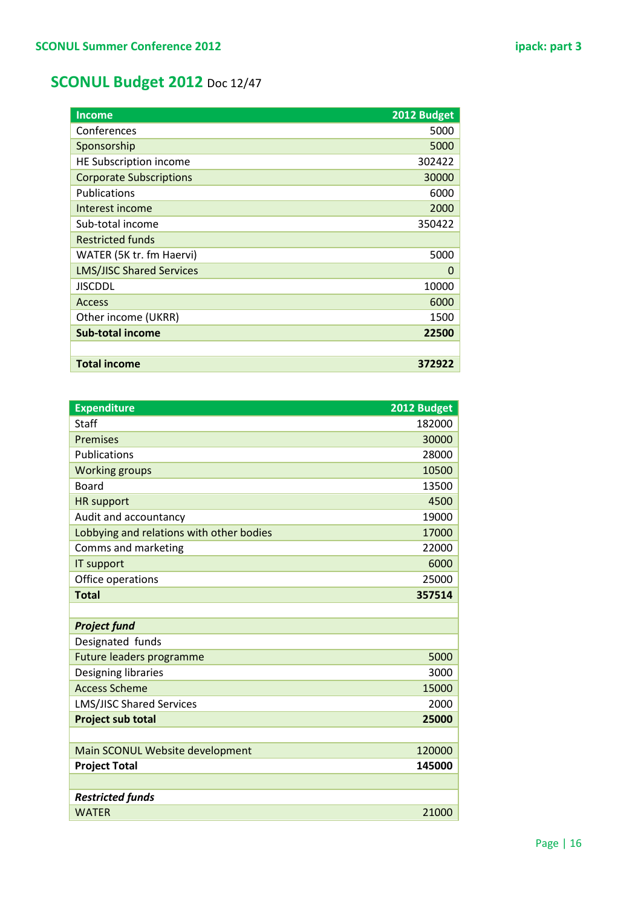# SCONUL Budget 2012 Doc 12/47

| Income | 2012 Budget |
|---|---|
| Conferences | 5000 |
| Sponsorship | 5000 |
| HE Subscription income | 302422 |
| Corporate Subscriptions | 30000 |
| Publications | 6000 |
| Interest income | 2000 |
| Sub-total income | 350422 |
| Restricted funds | |
| WATER (5K tr. fm Haervi) | 5000 |
| LMS/JISC Shared Services | 0 |
| JISCDDL | 10000 |
| Access | 6000 |
| Other income (UKRR) | 1500 |
| **Sub-total income** | **22500** |
| | |
| **Total income** | **372922** |

| Expenditure | 2012 Budget |
|---|---|
| Staff | 182000 |
| Premises | 30000 |
| Publications | 28000 |
| Working groups | 10500 |
| Board | 13500 |
| HR support | 4500 |
| Audit and accountancy | 19000 |
| Lobbying and relations with other bodies | 17000 |
| Comms and marketing | 22000 |
| IT support | 6000 |
| Office operations | 25000 |
| **Total** | **357514** |
| | |
| ***Project fund*** | |
| Designated funds | |
| Future leaders programme | 5000 |
| Designing libraries | 3000 |
| Access Scheme | 15000 |
| LMS/JISC Shared Services | 2000 |
| **Project sub total** | **25000** |
| | |
| Main SCONUL Website development | 120000 |
| **Project Total** | **145000** |
| | |
| ***Restricted funds*** | |
| WATER | 21000 |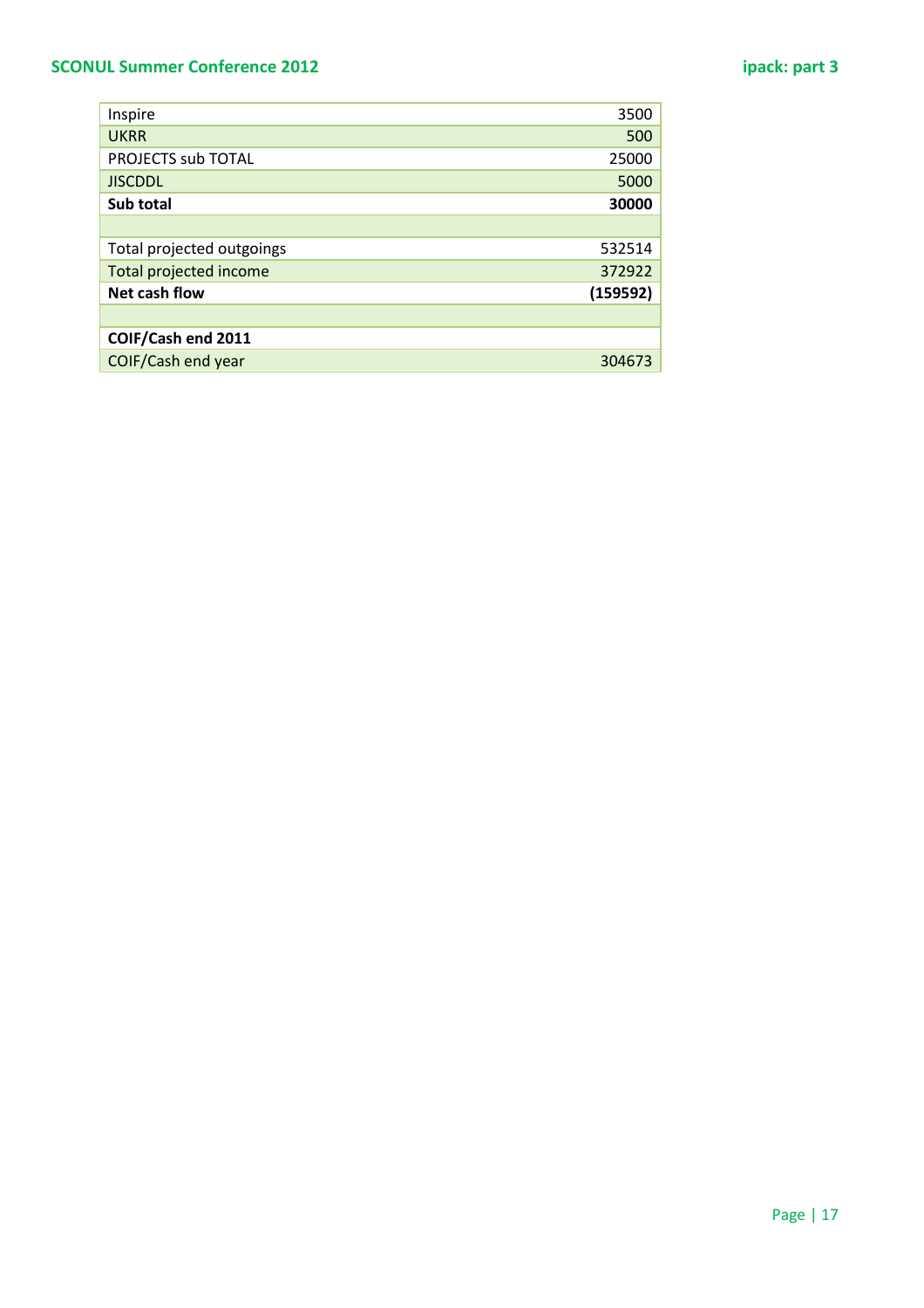| | |
|---|---|
| Inspire | 3500 |
| UKRR | 500 |
| PROJECTS sub TOTAL | 25000 |
| JISCDDL | 5000 |
| **Sub total** | **30000** |
| | |
| Total projected outgoings | 532514 |
| Total projected income | 372922 |
| **Net cash flow** | **(159592)** |
| | |
| **COIF/Cash end 2011** | |
| COIF/Cash end year | 304673 |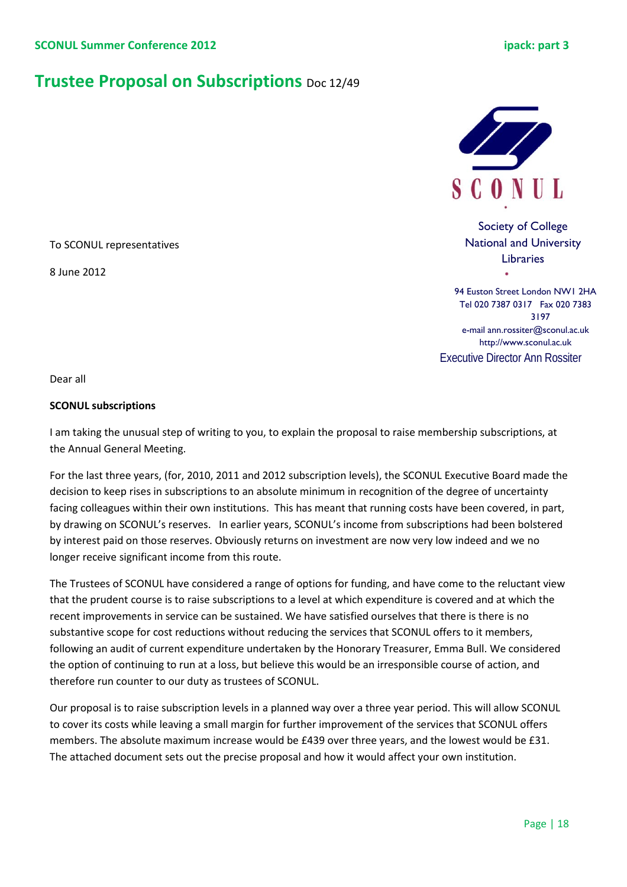# Trustee Proposal on Subscriptions Doc 12/49

SCONUL

Society of College National and University Libraries

94 Euston Street London NW1 2HA
Tel 020 7387 0317 Fax 020 7383 3197
e-mail ann.rossiter@sconul.ac.uk
http://www.sconul.ac.uk
Executive Director Ann Rossiter

To SCONUL representatives

8 June 2012

Dear all

**SCONUL subscriptions**

I am taking the unusual step of writing to you, to explain the proposal to raise membership subscriptions, at the Annual General Meeting.

For the last three years, (for, 2010, 2011 and 2012 subscription levels), the SCONUL Executive Board made the decision to keep rises in subscriptions to an absolute minimum in recognition of the degree of uncertainty facing colleagues within their own institutions. This has meant that running costs have been covered, in part, by drawing on SCONUL's reserves. In earlier years, SCONUL's income from subscriptions had been bolstered by interest paid on those reserves. Obviously returns on investment are now very low indeed and we no longer receive significant income from this route.

The Trustees of SCONUL have considered a range of options for funding, and have come to the reluctant view that the prudent course is to raise subscriptions to a level at which expenditure is covered and at which the recent improvements in service can be sustained. We have satisfied ourselves that there is there is no substantive scope for cost reductions without reducing the services that SCONUL offers to it members, following an audit of current expenditure undertaken by the Honorary Treasurer, Emma Bull. We considered the option of continuing to run at a loss, but believe this would be an irresponsible course of action, and therefore run counter to our duty as trustees of SCONUL.

Our proposal is to raise subscription levels in a planned way over a three year period. This will allow SCONUL to cover its costs while leaving a small margin for further improvement of the services that SCONUL offers members. The absolute maximum increase would be £439 over three years, and the lowest would be £31. The attached document sets out the precise proposal and how it would affect your own institution.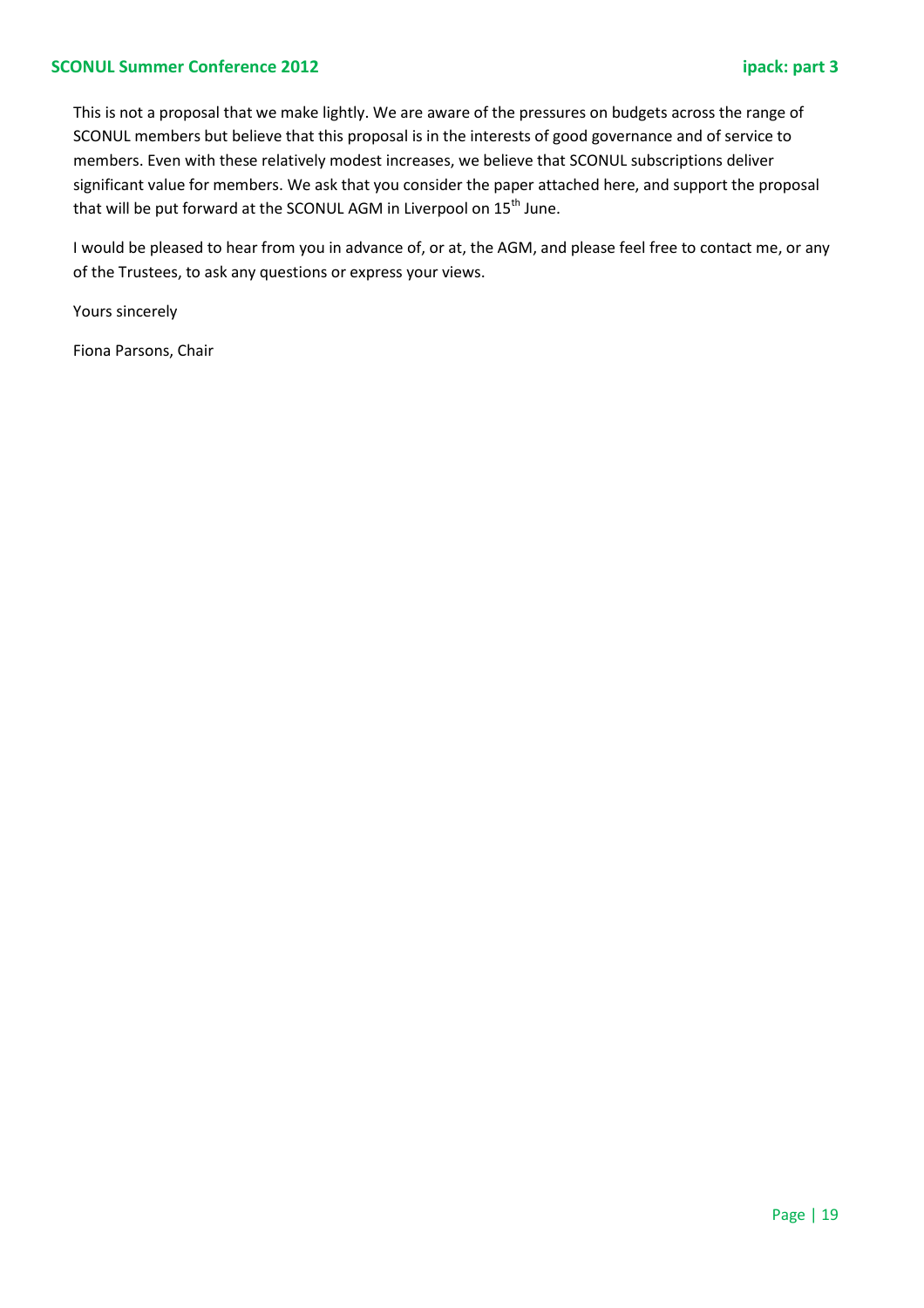This is not a proposal that we make lightly. We are aware of the pressures on budgets across the range of SCONUL members but believe that this proposal is in the interests of good governance and of service to members. Even with these relatively modest increases, we believe that SCONUL subscriptions deliver significant value for members. We ask that you consider the paper attached here, and support the proposal that will be put forward at the SCONUL AGM in Liverpool on 15th June.

I would be pleased to hear from you in advance of, or at, the AGM, and please feel free to contact me, or any of the Trustees, to ask any questions or express your views.

Yours sincerely

Fiona Parsons, Chair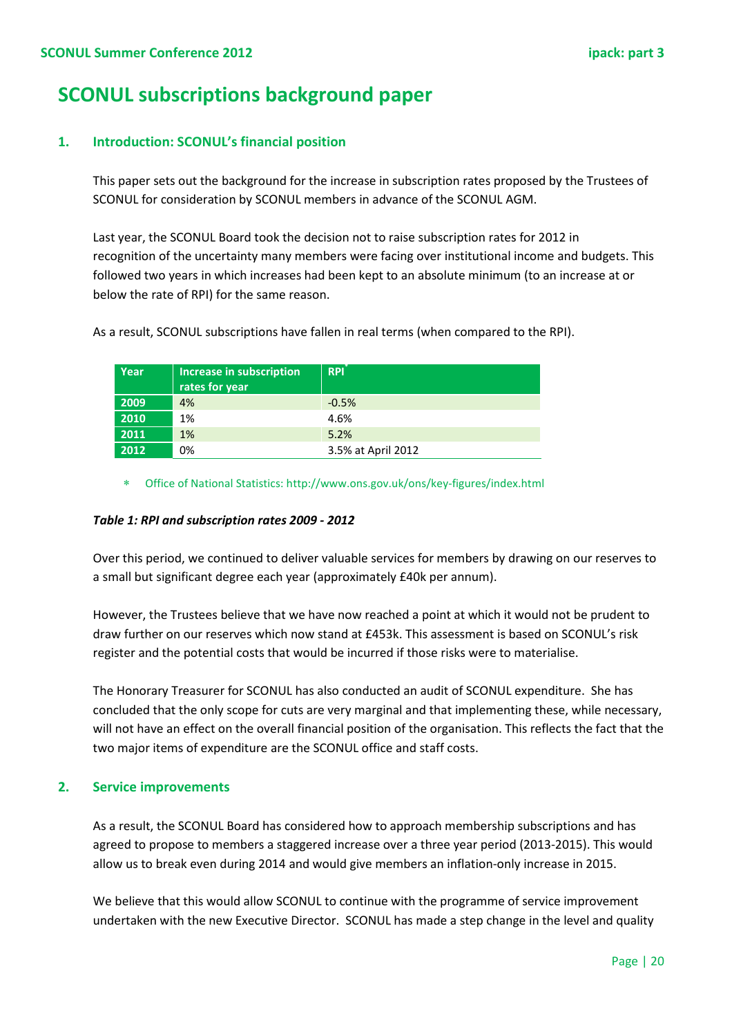# SCONUL subscriptions background paper

## 1. Introduction: SCONUL's financial position

This paper sets out the background for the increase in subscription rates proposed by the Trustees of SCONUL for consideration by SCONUL members in advance of the SCONUL AGM.

Last year, the SCONUL Board took the decision not to raise subscription rates for 2012 in recognition of the uncertainty many members were facing over institutional income and budgets. This followed two years in which increases had been kept to an absolute minimum (to an increase at or below the rate of RPI) for the same reason.

As a result, SCONUL subscriptions have fallen in real terms (when compared to the RPI).

| Year | Increase in subscription rates for year | RPI* |
|---|---|---|
| 2009 | 4% | -0.5% |
| 2010 | 1% | 4.6% |
| 2011 | 1% | 5.2% |
| 2012 | 0% | 3.5% at April 2012 |

\* Office of National Statistics: http://www.ons.gov.uk/ons/key-figures/index.html

***Table 1: RPI and subscription rates 2009 - 2012***

Over this period, we continued to deliver valuable services for members by drawing on our reserves to a small but significant degree each year (approximately £40k per annum).

However, the Trustees believe that we have now reached a point at which it would not be prudent to draw further on our reserves which now stand at £453k. This assessment is based on SCONUL's risk register and the potential costs that would be incurred if those risks were to materialise.

The Honorary Treasurer for SCONUL has also conducted an audit of SCONUL expenditure. She has concluded that the only scope for cuts are very marginal and that implementing these, while necessary, will not have an effect on the overall financial position of the organisation. This reflects the fact that the two major items of expenditure are the SCONUL office and staff costs.

## 2. Service improvements

As a result, the SCONUL Board has considered how to approach membership subscriptions and has agreed to propose to members a staggered increase over a three year period (2013-2015). This would allow us to break even during 2014 and would give members an inflation-only increase in 2015.

We believe that this would allow SCONUL to continue with the programme of service improvement undertaken with the new Executive Director. SCONUL has made a step change in the level and quality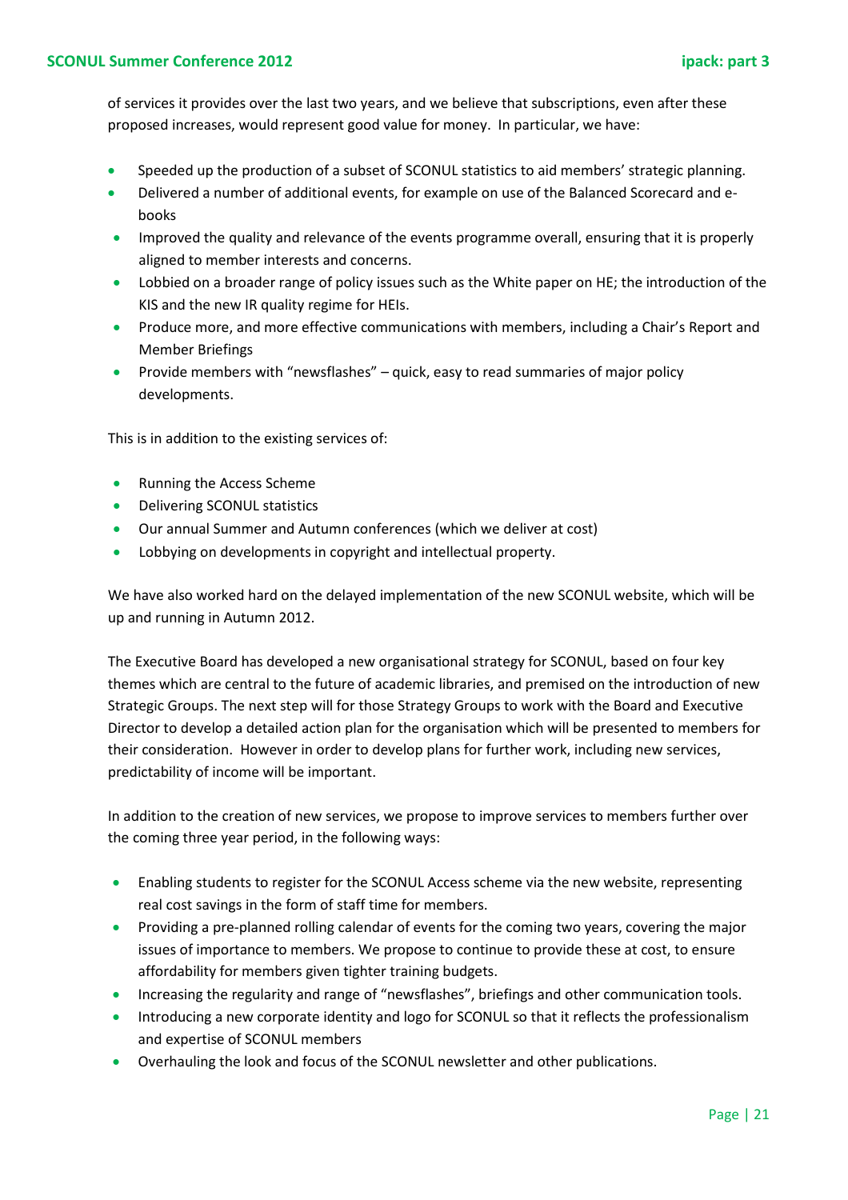of services it provides over the last two years, and we believe that subscriptions, even after these proposed increases, would represent good value for money. In particular, we have:

- Speeded up the production of a subset of SCONUL statistics to aid members' strategic planning.
- Delivered a number of additional events, for example on use of the Balanced Scorecard and e-books
- Improved the quality and relevance of the events programme overall, ensuring that it is properly aligned to member interests and concerns.
- Lobbied on a broader range of policy issues such as the White paper on HE; the introduction of the KIS and the new IR quality regime for HEIs.
- Produce more, and more effective communications with members, including a Chair's Report and Member Briefings
- Provide members with "newsflashes" – quick, easy to read summaries of major policy developments.

This is in addition to the existing services of:

- Running the Access Scheme
- Delivering SCONUL statistics
- Our annual Summer and Autumn conferences (which we deliver at cost)
- Lobbying on developments in copyright and intellectual property.

We have also worked hard on the delayed implementation of the new SCONUL website, which will be up and running in Autumn 2012.

The Executive Board has developed a new organisational strategy for SCONUL, based on four key themes which are central to the future of academic libraries, and premised on the introduction of new Strategic Groups. The next step will for those Strategy Groups to work with the Board and Executive Director to develop a detailed action plan for the organisation which will be presented to members for their consideration. However in order to develop plans for further work, including new services, predictability of income will be important.

In addition to the creation of new services, we propose to improve services to members further over the coming three year period, in the following ways:

- Enabling students to register for the SCONUL Access scheme via the new website, representing real cost savings in the form of staff time for members.
- Providing a pre-planned rolling calendar of events for the coming two years, covering the major issues of importance to members. We propose to continue to provide these at cost, to ensure affordability for members given tighter training budgets.
- Increasing the regularity and range of "newsflashes", briefings and other communication tools.
- Introducing a new corporate identity and logo for SCONUL so that it reflects the professionalism and expertise of SCONUL members
- Overhauling the look and focus of the SCONUL newsletter and other publications.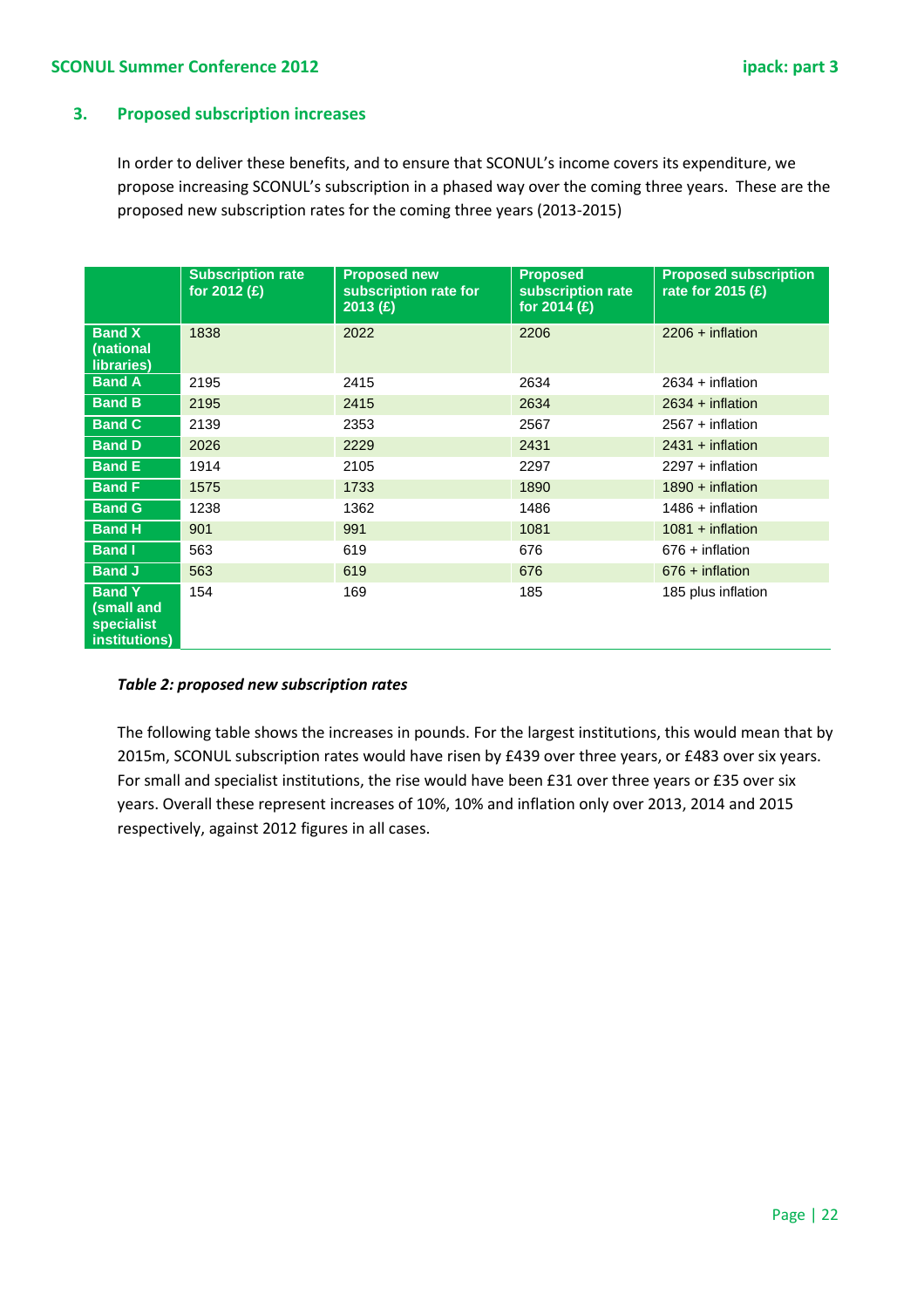## 3. Proposed subscription increases

In order to deliver these benefits, and to ensure that SCONUL's income covers its expenditure, we propose increasing SCONUL's subscription in a phased way over the coming three years. These are the proposed new subscription rates for the coming three years (2013-2015)

| | Subscription rate for 2012 (£) | Proposed new subscription rate for 2013 (£) | Proposed subscription rate for 2014 (£) | Proposed subscription rate for 2015 (£) |
|---|---|---|---|---|
| **Band X (national libraries)** | 1838 | 2022 | 2206 | 2206 + inflation |
| **Band A** | 2195 | 2415 | 2634 | 2634 + inflation |
| **Band B** | 2195 | 2415 | 2634 | 2634 + inflation |
| **Band C** | 2139 | 2353 | 2567 | 2567 + inflation |
| **Band D** | 2026 | 2229 | 2431 | 2431 + inflation |
| **Band E** | 1914 | 2105 | 2297 | 2297 + inflation |
| **Band F** | 1575 | 1733 | 1890 | 1890 + inflation |
| **Band G** | 1238 | 1362 | 1486 | 1486 + inflation |
| **Band H** | 901 | 991 | 1081 | 1081 + inflation |
| **Band I** | 563 | 619 | 676 | 676 + inflation |
| **Band J** | 563 | 619 | 676 | 676 + inflation |
| **Band Y (small and specialist institutions)** | 154 | 169 | 185 | 185 plus inflation |

***Table 2: proposed new subscription rates***

The following table shows the increases in pounds. For the largest institutions, this would mean that by 2015m, SCONUL subscription rates would have risen by £439 over three years, or £483 over six years. For small and specialist institutions, the rise would have been £31 over three years or £35 over six years. Overall these represent increases of 10%, 10% and inflation only over 2013, 2014 and 2015 respectively, against 2012 figures in all cases.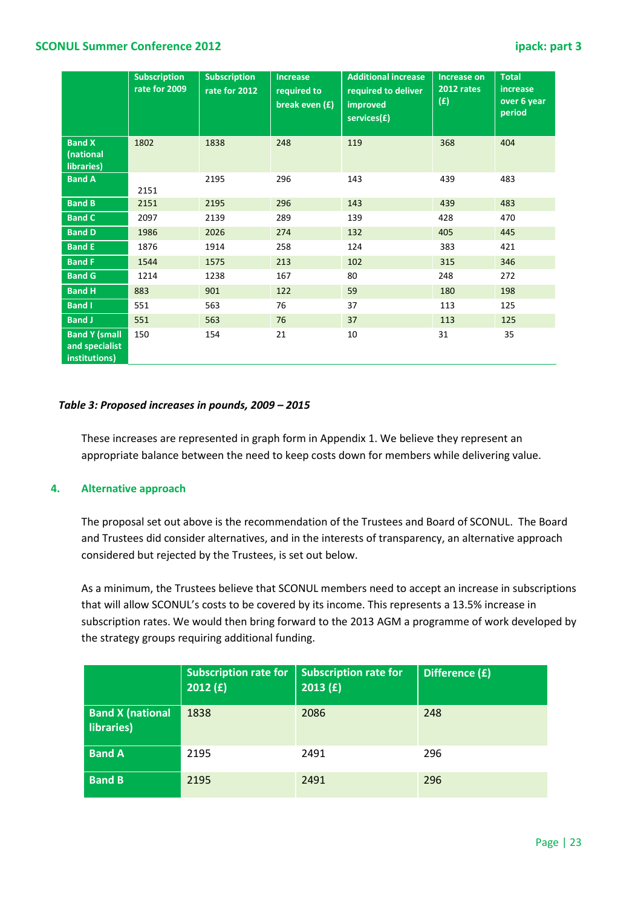| | Subscription rate for 2009 | Subscription rate for 2012 | Increase required to break even (£) | Additional increase required to deliver improved services(£) | Increase on 2012 rates (£) | Total increase over 6 year period |
|---|---|---|---|---|---|---|
| **Band X (national libraries)** | 1802 | 1838 | 248 | 119 | 368 | 404 |
| **Band A** | 2151 | 2195 | 296 | 143 | 439 | 483 |
| **Band B** | 2151 | 2195 | 296 | 143 | 439 | 483 |
| **Band C** | 2097 | 2139 | 289 | 139 | 428 | 470 |
| **Band D** | 1986 | 2026 | 274 | 132 | 405 | 445 |
| **Band E** | 1876 | 1914 | 258 | 124 | 383 | 421 |
| **Band F** | 1544 | 1575 | 213 | 102 | 315 | 346 |
| **Band G** | 1214 | 1238 | 167 | 80 | 248 | 272 |
| **Band H** | 883 | 901 | 122 | 59 | 180 | 198 |
| **Band I** | 551 | 563 | 76 | 37 | 113 | 125 |
| **Band J** | 551 | 563 | 76 | 37 | 113 | 125 |
| **Band Y (small and specialist institutions)** | 150 | 154 | 21 | 10 | 31 | 35 |

***Table 3: Proposed increases in pounds, 2009 – 2015***

These increases are represented in graph form in Appendix 1. We believe they represent an appropriate balance between the need to keep costs down for members while delivering value.

## 4. Alternative approach

The proposal set out above is the recommendation of the Trustees and Board of SCONUL. The Board and Trustees did consider alternatives, and in the interests of transparency, an alternative approach considered but rejected by the Trustees, is set out below.

As a minimum, the Trustees believe that SCONUL members need to accept an increase in subscriptions that will allow SCONUL's costs to be covered by its income. This represents a 13.5% increase in subscription rates. We would then bring forward to the 2013 AGM a programme of work developed by the strategy groups requiring additional funding.

| | Subscription rate for 2012 (£) | Subscription rate for 2013 (£) | Difference (£) |
|---|---|---|---|
| **Band X (national libraries)** | 1838 | 2086 | 248 |
| **Band A** | 2195 | 2491 | 296 |
| **Band B** | 2195 | 2491 | 296 |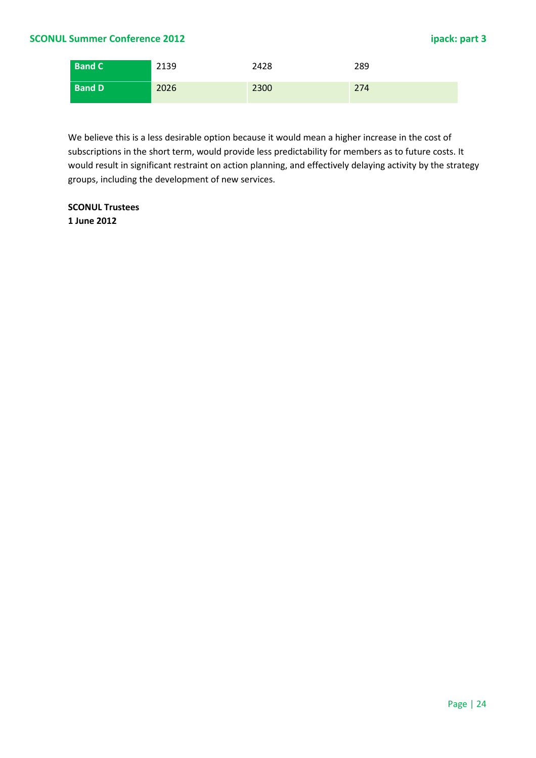| | | | |
|---|---|---|---|
| **Band C** | 2139 | 2428 | 289 |
| **Band D** | 2026 | 2300 | 274 |

We believe this is a less desirable option because it would mean a higher increase in the cost of subscriptions in the short term, would provide less predictability for members as to future costs. It would result in significant restraint on action planning, and effectively delaying activity by the strategy groups, including the development of new services.

**SCONUL Trustees**
**1 June 2012**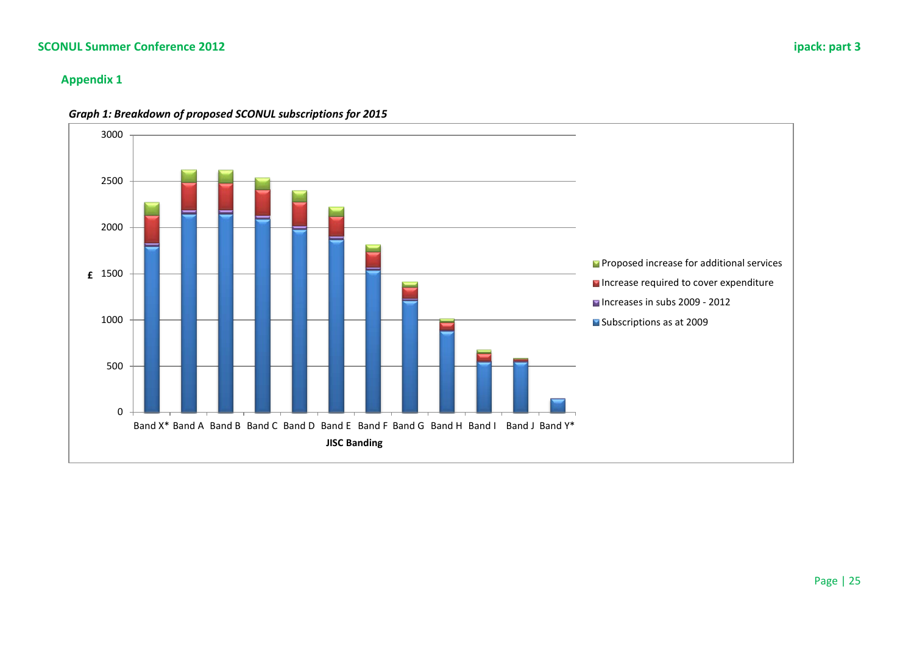## Appendix 1

***Graph 1: Breakdown of proposed SCONUL subscriptions for 2015***

£

3000
2500
2000
1500
1000
500
0

Band X* Band A Band B Band C Band D Band E Band F Band G Band H Band I Band J Band Y*

**JISC Banding**

- Proposed increase for additional services
- Increase required to cover expenditure
- Increases in subs 2009 - 2012
- Subscriptions as at 2009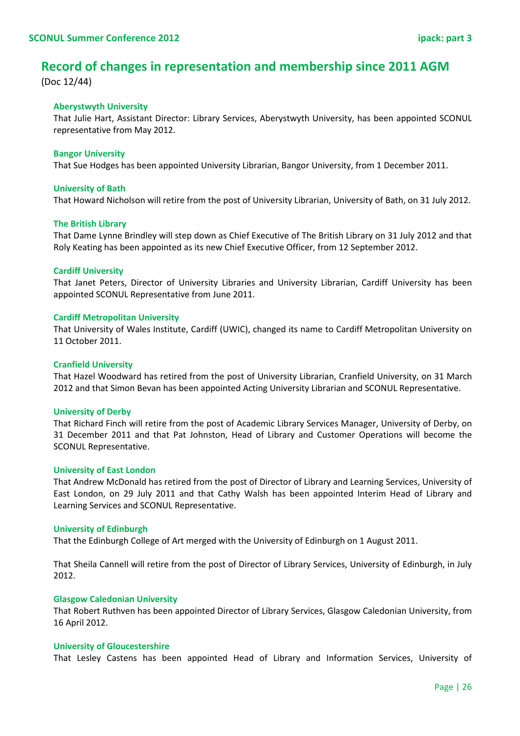## Record of changes in representation and membership since 2011 AGM

(Doc 12/44)

### Aberystwyth University

That Julie Hart, Assistant Director: Library Services, Aberystwyth University, has been appointed SCONUL representative from May 2012.

### Bangor University

That Sue Hodges has been appointed University Librarian, Bangor University, from 1 December 2011.

### University of Bath

That Howard Nicholson will retire from the post of University Librarian, University of Bath, on 31 July 2012.

### The British Library

That Dame Lynne Brindley will step down as Chief Executive of The British Library on 31 July 2012 and that Roly Keating has been appointed as its new Chief Executive Officer, from 12 September 2012.

### Cardiff University

That Janet Peters, Director of University Libraries and University Librarian, Cardiff University has been appointed SCONUL Representative from June 2011.

### Cardiff Metropolitan University

That University of Wales Institute, Cardiff (UWIC), changed its name to Cardiff Metropolitan University on 11 October 2011.

### Cranfield University

That Hazel Woodward has retired from the post of University Librarian, Cranfield University, on 31 March 2012 and that Simon Bevan has been appointed Acting University Librarian and SCONUL Representative.

### University of Derby

That Richard Finch will retire from the post of Academic Library Services Manager, University of Derby, on 31 December 2011 and that Pat Johnston, Head of Library and Customer Operations will become the SCONUL Representative.

### University of East London

That Andrew McDonald has retired from the post of Director of Library and Learning Services, University of East London, on 29 July 2011 and that Cathy Walsh has been appointed Interim Head of Library and Learning Services and SCONUL Representative.

### University of Edinburgh

That the Edinburgh College of Art merged with the University of Edinburgh on 1 August 2011.

That Sheila Cannell will retire from the post of Director of Library Services, University of Edinburgh, in July 2012.

### Glasgow Caledonian University

That Robert Ruthven has been appointed Director of Library Services, Glasgow Caledonian University, from 16 April 2012.

### University of Gloucestershire

That Lesley Castens has been appointed Head of Library and Information Services, University of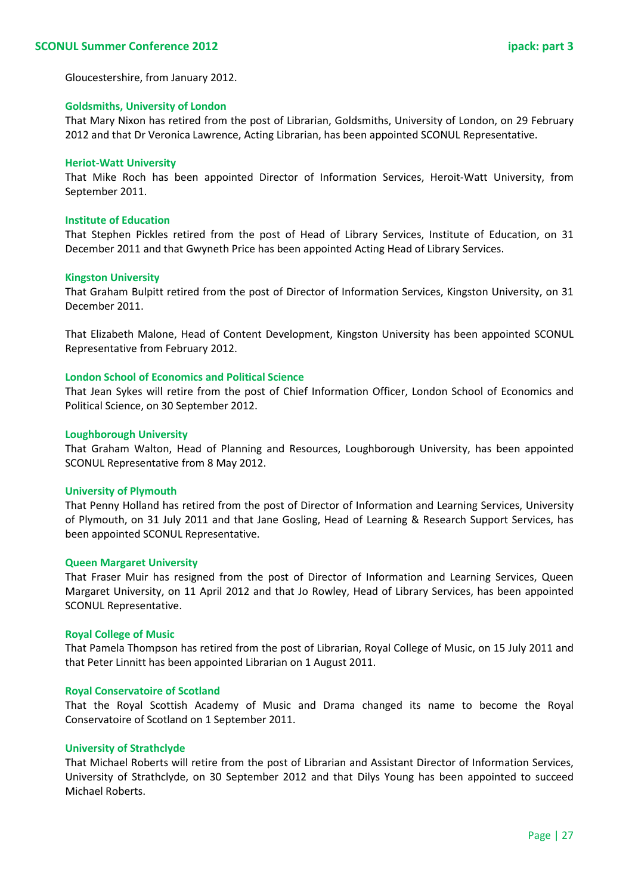Gloucestershire, from January 2012.

### Goldsmiths, University of London

That Mary Nixon has retired from the post of Librarian, Goldsmiths, University of London, on 29 February 2012 and that Dr Veronica Lawrence, Acting Librarian, has been appointed SCONUL Representative.

### Heriot-Watt University

That Mike Roch has been appointed Director of Information Services, Heroit-Watt University, from September 2011.

### Institute of Education

That Stephen Pickles retired from the post of Head of Library Services, Institute of Education, on 31 December 2011 and that Gwyneth Price has been appointed Acting Head of Library Services.

### Kingston University

That Graham Bulpitt retired from the post of Director of Information Services, Kingston University, on 31 December 2011.

That Elizabeth Malone, Head of Content Development, Kingston University has been appointed SCONUL Representative from February 2012.

### London School of Economics and Political Science

That Jean Sykes will retire from the post of Chief Information Officer, London School of Economics and Political Science, on 30 September 2012.

### Loughborough University

That Graham Walton, Head of Planning and Resources, Loughborough University, has been appointed SCONUL Representative from 8 May 2012.

### University of Plymouth

That Penny Holland has retired from the post of Director of Information and Learning Services, University of Plymouth, on 31 July 2011 and that Jane Gosling, Head of Learning & Research Support Services, has been appointed SCONUL Representative.

### Queen Margaret University

That Fraser Muir has resigned from the post of Director of Information and Learning Services, Queen Margaret University, on 11 April 2012 and that Jo Rowley, Head of Library Services, has been appointed SCONUL Representative.

### Royal College of Music

That Pamela Thompson has retired from the post of Librarian, Royal College of Music, on 15 July 2011 and that Peter Linnitt has been appointed Librarian on 1 August 2011.

### Royal Conservatoire of Scotland

That the Royal Scottish Academy of Music and Drama changed its name to become the Royal Conservatoire of Scotland on 1 September 2011.

### University of Strathclyde

That Michael Roberts will retire from the post of Librarian and Assistant Director of Information Services, University of Strathclyde, on 30 September 2012 and that Dilys Young has been appointed to succeed Michael Roberts.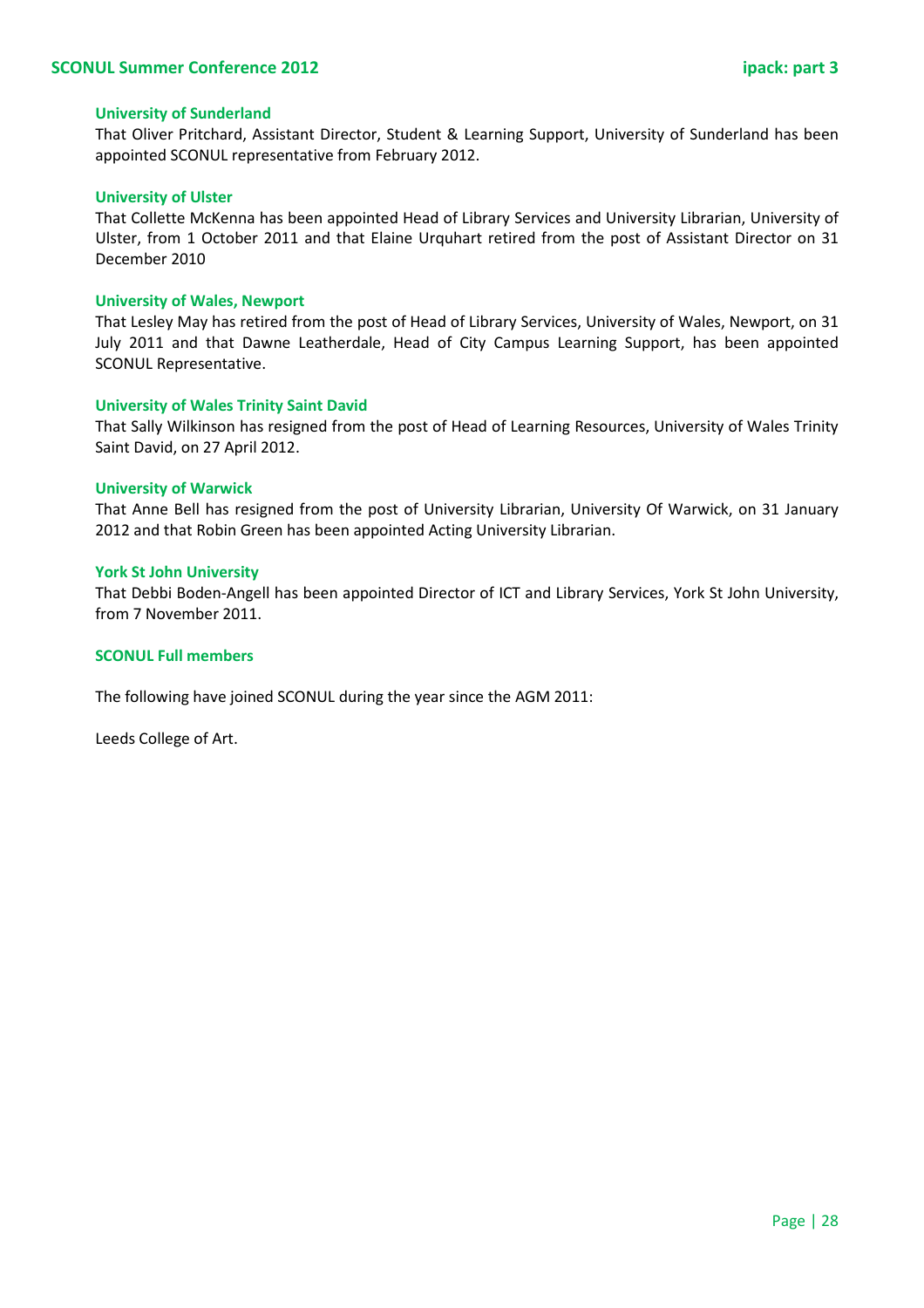#### University of Sunderland

That Oliver Pritchard, Assistant Director, Student & Learning Support, University of Sunderland has been appointed SCONUL representative from February 2012.

#### University of Ulster

That Collette McKenna has been appointed Head of Library Services and University Librarian, University of Ulster, from 1 October 2011 and that Elaine Urquhart retired from the post of Assistant Director on 31 December 2010

#### University of Wales, Newport

That Lesley May has retired from the post of Head of Library Services, University of Wales, Newport, on 31 July 2011 and that Dawne Leatherdale, Head of City Campus Learning Support, has been appointed SCONUL Representative.

#### University of Wales Trinity Saint David

That Sally Wilkinson has resigned from the post of Head of Learning Resources, University of Wales Trinity Saint David, on 27 April 2012.

#### University of Warwick

That Anne Bell has resigned from the post of University Librarian, University Of Warwick, on 31 January 2012 and that Robin Green has been appointed Acting University Librarian.

#### York St John University

That Debbi Boden-Angell has been appointed Director of ICT and Library Services, York St John University, from 7 November 2011.

#### SCONUL Full members

The following have joined SCONUL during the year since the AGM 2011:

Leeds College of Art.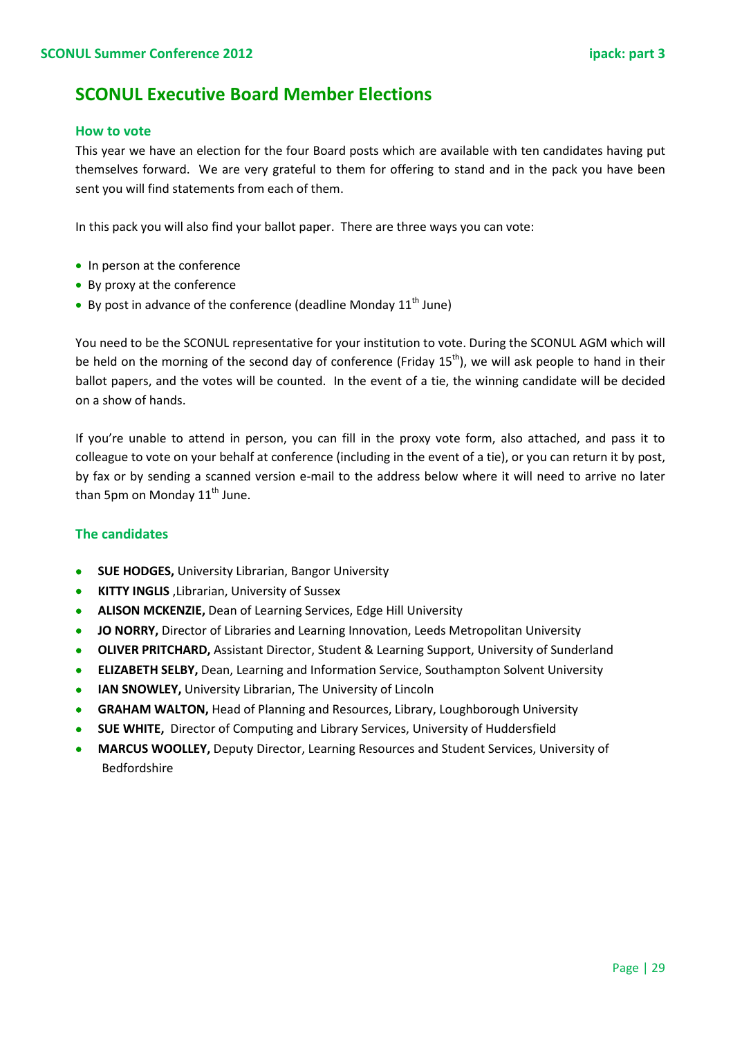# SCONUL Executive Board Member Elections

## How to vote

This year we have an election for the four Board posts which are available with ten candidates having put themselves forward. We are very grateful to them for offering to stand and in the pack you have been sent you will find statements from each of them.

In this pack you will also find your ballot paper. There are three ways you can vote:

- In person at the conference
- By proxy at the conference
- By post in advance of the conference (deadline Monday 11th June)

You need to be the SCONUL representative for your institution to vote. During the SCONUL AGM which will be held on the morning of the second day of conference (Friday 15th), we will ask people to hand in their ballot papers, and the votes will be counted. In the event of a tie, the winning candidate will be decided on a show of hands.

If you're unable to attend in person, you can fill in the proxy vote form, also attached, and pass it to colleague to vote on your behalf at conference (including in the event of a tie), or you can return it by post, by fax or by sending a scanned version e-mail to the address below where it will need to arrive no later than 5pm on Monday 11th June.

## The candidates

- **SUE HODGES,** University Librarian, Bangor University
- **KITTY INGLIS** ,Librarian, University of Sussex
- **ALISON MCKENZIE,** Dean of Learning Services, Edge Hill University
- **JO NORRY,** Director of Libraries and Learning Innovation, Leeds Metropolitan University
- **OLIVER PRITCHARD,** Assistant Director, Student & Learning Support, University of Sunderland
- **ELIZABETH SELBY,** Dean, Learning and Information Service, Southampton Solvent University
- **IAN SNOWLEY,** University Librarian, The University of Lincoln
- **GRAHAM WALTON,** Head of Planning and Resources, Library, Loughborough University
- **SUE WHITE,** Director of Computing and Library Services, University of Huddersfield
- **MARCUS WOOLLEY,** Deputy Director, Learning Resources and Student Services, University of Bedfordshire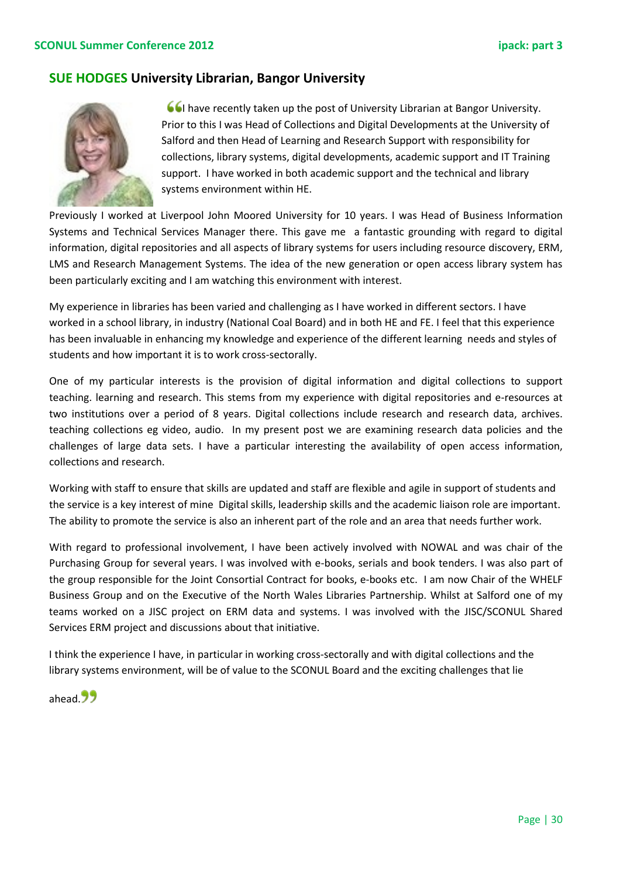## SUE HODGES University Librarian, Bangor University

"I have recently taken up the post of University Librarian at Bangor University. Prior to this I was Head of Collections and Digital Developments at the University of Salford and then Head of Learning and Research Support with responsibility for collections, library systems, digital developments, academic support and IT Training support. I have worked in both academic support and the technical and library systems environment within HE.

Previously I worked at Liverpool John Moored University for 10 years. I was Head of Business Information Systems and Technical Services Manager there. This gave me a fantastic grounding with regard to digital information, digital repositories and all aspects of library systems for users including resource discovery, ERM, LMS and Research Management Systems. The idea of the new generation or open access library system has been particularly exciting and I am watching this environment with interest.

My experience in libraries has been varied and challenging as I have worked in different sectors. I have worked in a school library, in industry (National Coal Board) and in both HE and FE. I feel that this experience has been invaluable in enhancing my knowledge and experience of the different learning needs and styles of students and how important it is to work cross-sectorally.

One of my particular interests is the provision of digital information and digital collections to support teaching. learning and research. This stems from my experience with digital repositories and e-resources at two institutions over a period of 8 years. Digital collections include research and research data, archives. teaching collections eg video, audio. In my present post we are examining research data policies and the challenges of large data sets. I have a particular interesting the availability of open access information, collections and research.

Working with staff to ensure that skills are updated and staff are flexible and agile in support of students and the service is a key interest of mine Digital skills, leadership skills and the academic liaison role are important. The ability to promote the service is also an inherent part of the role and an area that needs further work.

With regard to professional involvement, I have been actively involved with NOWAL and was chair of the Purchasing Group for several years. I was involved with e-books, serials and book tenders. I was also part of the group responsible for the Joint Consortial Contract for books, e-books etc. I am now Chair of the WHELF Business Group and on the Executive of the North Wales Libraries Partnership. Whilst at Salford one of my teams worked on a JISC project on ERM data and systems. I was involved with the JISC/SCONUL Shared Services ERM project and discussions about that initiative.

I think the experience I have, in particular in working cross-sectorally and with digital collections and the library systems environment, will be of value to the SCONUL Board and the exciting challenges that lie ahead."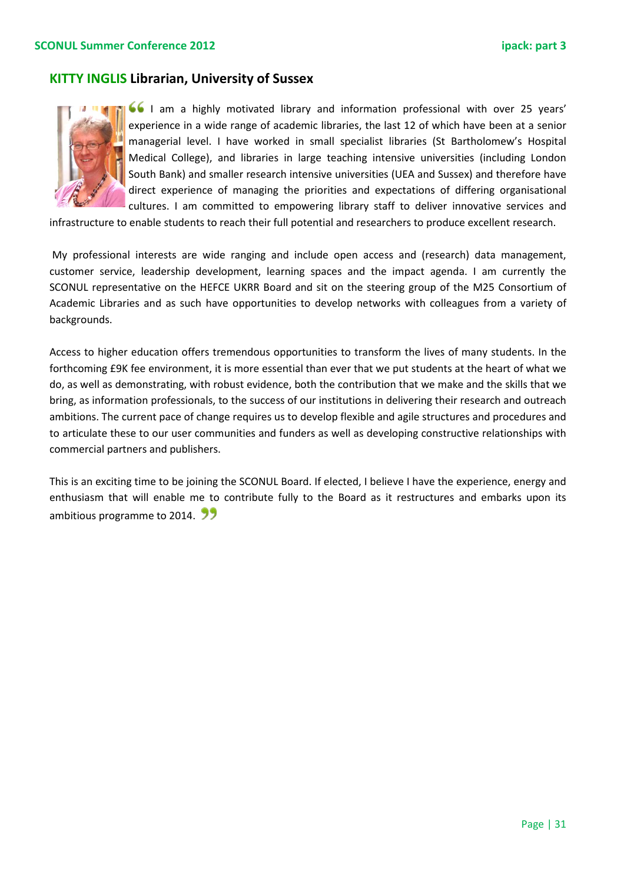## KITTY INGLIS Librarian, University of Sussex

"I am a highly motivated library and information professional with over 25 years' experience in a wide range of academic libraries, the last 12 of which have been at a senior managerial level. I have worked in small specialist libraries (St Bartholomew's Hospital Medical College), and libraries in large teaching intensive universities (including London South Bank) and smaller research intensive universities (UEA and Sussex) and therefore have direct experience of managing the priorities and expectations of differing organisational cultures. I am committed to empowering library staff to deliver innovative services and infrastructure to enable students to reach their full potential and researchers to produce excellent research.

My professional interests are wide ranging and include open access and (research) data management, customer service, leadership development, learning spaces and the impact agenda. I am currently the SCONUL representative on the HEFCE UKRR Board and sit on the steering group of the M25 Consortium of Academic Libraries and as such have opportunities to develop networks with colleagues from a variety of backgrounds.

Access to higher education offers tremendous opportunities to transform the lives of many students. In the forthcoming £9K fee environment, it is more essential than ever that we put students at the heart of what we do, as well as demonstrating, with robust evidence, both the contribution that we make and the skills that we bring, as information professionals, to the success of our institutions in delivering their research and outreach ambitions. The current pace of change requires us to develop flexible and agile structures and procedures and to articulate these to our user communities and funders as well as developing constructive relationships with commercial partners and publishers.

This is an exciting time to be joining the SCONUL Board. If elected, I believe I have the experience, energy and enthusiasm that will enable me to contribute fully to the Board as it restructures and embarks upon its ambitious programme to 2014."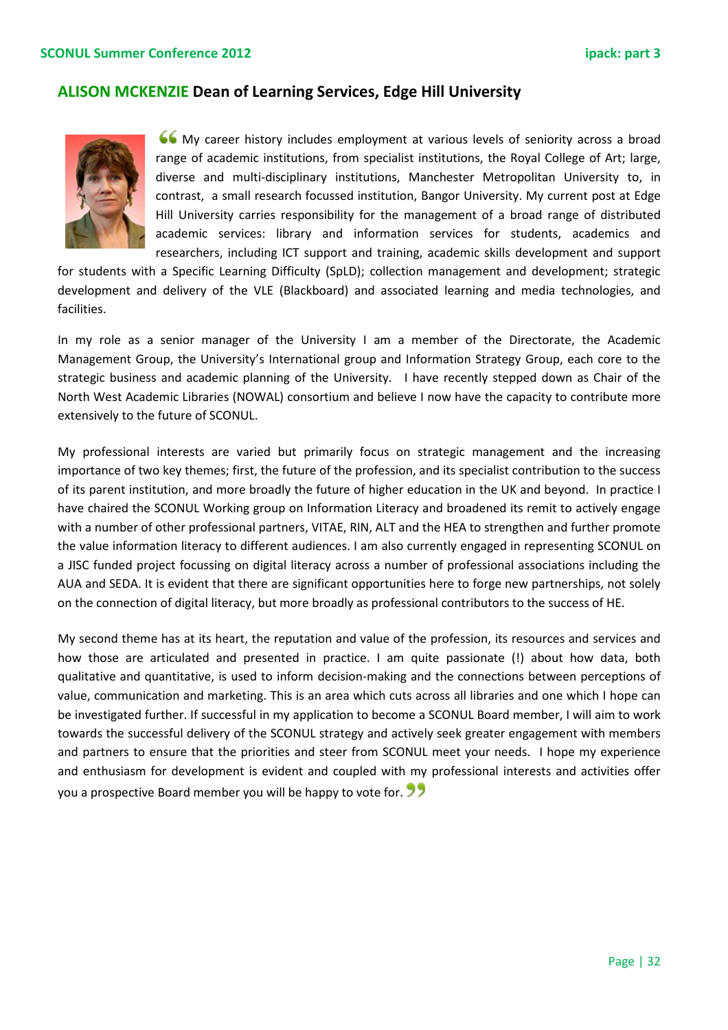## **ALISON MCKENZIE** Dean of Learning Services, Edge Hill University

"My career history includes employment at various levels of seniority across a broad range of academic institutions, from specialist institutions, the Royal College of Art; large, diverse and multi-disciplinary institutions, Manchester Metropolitan University to, in contrast, a small research focussed institution, Bangor University. My current post at Edge Hill University carries responsibility for the management of a broad range of distributed academic services: library and information services for students, academics and researchers, including ICT support and training, academic skills development and support for students with a Specific Learning Difficulty (SpLD); collection management and development; strategic development and delivery of the VLE (Blackboard) and associated learning and media technologies, and facilities.

In my role as a senior manager of the University I am a member of the Directorate, the Academic Management Group, the University's International group and Information Strategy Group, each core to the strategic business and academic planning of the University. I have recently stepped down as Chair of the North West Academic Libraries (NOWAL) consortium and believe I now have the capacity to contribute more extensively to the future of SCONUL.

My professional interests are varied but primarily focus on strategic management and the increasing importance of two key themes; first, the future of the profession, and its specialist contribution to the success of its parent institution, and more broadly the future of higher education in the UK and beyond. In practice I have chaired the SCONUL Working group on Information Literacy and broadened its remit to actively engage with a number of other professional partners, VITAE, RIN, ALT and the HEA to strengthen and further promote the value information literacy to different audiences. I am also currently engaged in representing SCONUL on a JISC funded project focussing on digital literacy across a number of professional associations including the AUA and SEDA. It is evident that there are significant opportunities here to forge new partnerships, not solely on the connection of digital literacy, but more broadly as professional contributors to the success of HE.

My second theme has at its heart, the reputation and value of the profession, its resources and services and how those are articulated and presented in practice. I am quite passionate (!) about how data, both qualitative and quantitative, is used to inform decision-making and the connections between perceptions of value, communication and marketing. This is an area which cuts across all libraries and one which I hope can be investigated further. If successful in my application to become a SCONUL Board member, I will aim to work towards the successful delivery of the SCONUL strategy and actively seek greater engagement with members and partners to ensure that the priorities and steer from SCONUL meet your needs. I hope my experience and enthusiasm for development is evident and coupled with my professional interests and activities offer you a prospective Board member you will be happy to vote for."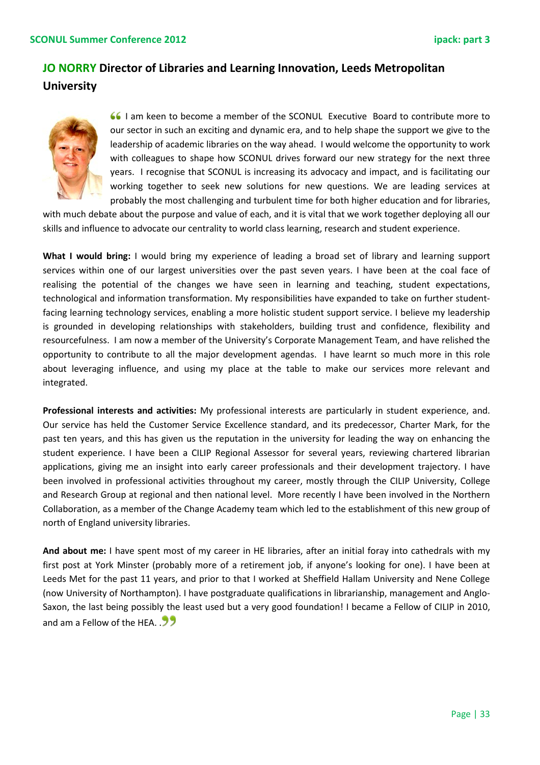## JO NORRY Director of Libraries and Learning Innovation, Leeds Metropolitan University

“ I am keen to become a member of the SCONUL Executive Board to contribute more to our sector in such an exciting and dynamic era, and to help shape the support we give to the leadership of academic libraries on the way ahead. I would welcome the opportunity to work with colleagues to shape how SCONUL drives forward our new strategy for the next three years. I recognise that SCONUL is increasing its advocacy and impact, and is facilitating our working together to seek new solutions for new questions. We are leading services at probably the most challenging and turbulent time for both higher education and for libraries, with much debate about the purpose and value of each, and it is vital that we work together deploying all our skills and influence to advocate our centrality to world class learning, research and student experience.

**What I would bring:** I would bring my experience of leading a broad set of library and learning support services within one of our largest universities over the past seven years. I have been at the coal face of realising the potential of the changes we have seen in learning and teaching, student expectations, technological and information transformation. My responsibilities have expanded to take on further student-facing learning technology services, enabling a more holistic student support service. I believe my leadership is grounded in developing relationships with stakeholders, building trust and confidence, flexibility and resourcefulness. I am now a member of the University's Corporate Management Team, and have relished the opportunity to contribute to all the major development agendas. I have learnt so much more in this role about leveraging influence, and using my place at the table to make our services more relevant and integrated.

**Professional interests and activities:** My professional interests are particularly in student experience, and. Our service has held the Customer Service Excellence standard, and its predecessor, Charter Mark, for the past ten years, and this has given us the reputation in the university for leading the way on enhancing the student experience. I have been a CILIP Regional Assessor for several years, reviewing chartered librarian applications, giving me an insight into early career professionals and their development trajectory. I have been involved in professional activities throughout my career, mostly through the CILIP University, College and Research Group at regional and then national level. More recently I have been involved in the Northern Collaboration, as a member of the Change Academy team which led to the establishment of this new group of north of England university libraries.

**And about me:** I have spent most of my career in HE libraries, after an initial foray into cathedrals with my first post at York Minster (probably more of a retirement job, if anyone's looking for one). I have been at Leeds Met for the past 11 years, and prior to that I worked at Sheffield Hallam University and Nene College (now University of Northampton). I have postgraduate qualifications in librarianship, management and Anglo-Saxon, the last being possibly the least used but a very good foundation! I became a Fellow of CILIP in 2010, and am a Fellow of the HEA. .”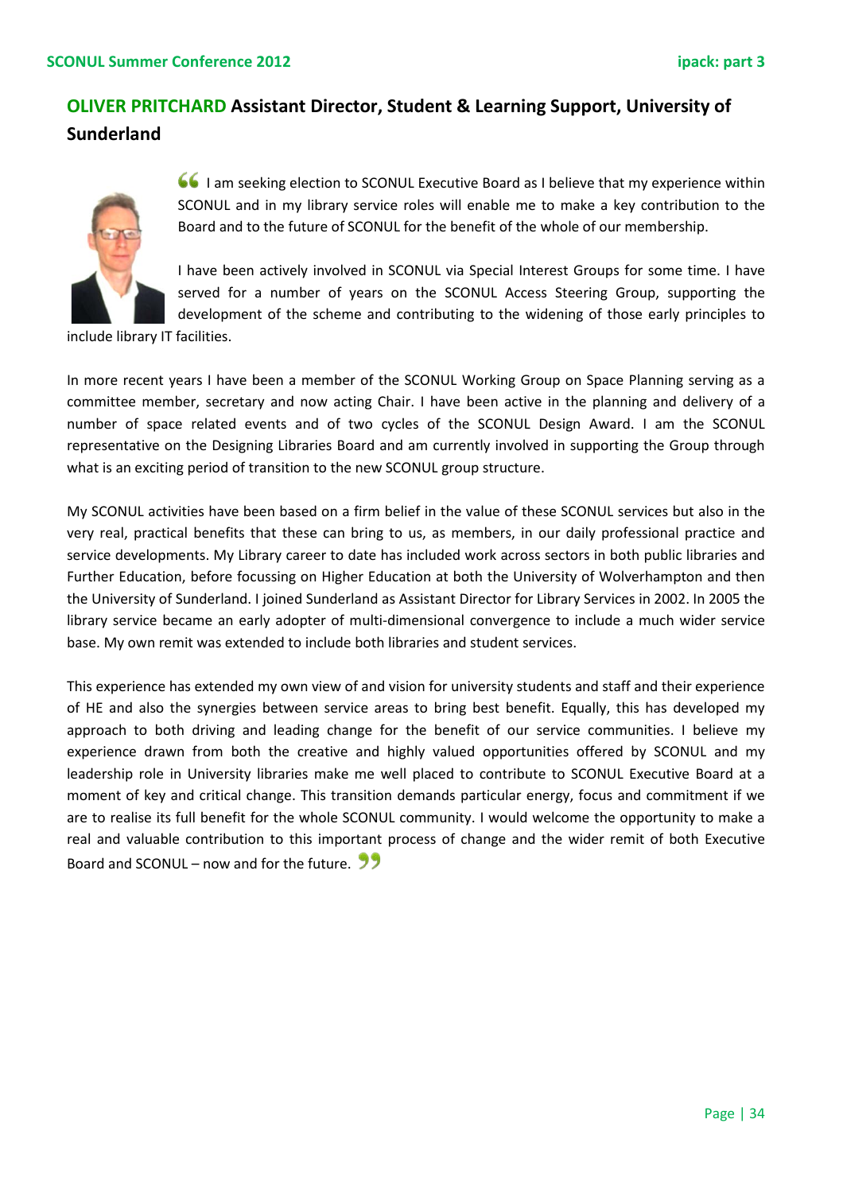## OLIVER PRITCHARD Assistant Director, Student & Learning Support, University of Sunderland

"I am seeking election to SCONUL Executive Board as I believe that my experience within SCONUL and in my library service roles will enable me to make a key contribution to the Board and to the future of SCONUL for the benefit of the whole of our membership.

I have been actively involved in SCONUL via Special Interest Groups for some time. I have served for a number of years on the SCONUL Access Steering Group, supporting the development of the scheme and contributing to the widening of those early principles to include library IT facilities.

In more recent years I have been a member of the SCONUL Working Group on Space Planning serving as a committee member, secretary and now acting Chair. I have been active in the planning and delivery of a number of space related events and of two cycles of the SCONUL Design Award. I am the SCONUL representative on the Designing Libraries Board and am currently involved in supporting the Group through what is an exciting period of transition to the new SCONUL group structure.

My SCONUL activities have been based on a firm belief in the value of these SCONUL services but also in the very real, practical benefits that these can bring to us, as members, in our daily professional practice and service developments. My Library career to date has included work across sectors in both public libraries and Further Education, before focussing on Higher Education at both the University of Wolverhampton and then the University of Sunderland. I joined Sunderland as Assistant Director for Library Services in 2002. In 2005 the library service became an early adopter of multi-dimensional convergence to include a much wider service base. My own remit was extended to include both libraries and student services.

This experience has extended my own view of and vision for university students and staff and their experience of HE and also the synergies between service areas to bring best benefit. Equally, this has developed my approach to both driving and leading change for the benefit of our service communities. I believe my experience drawn from both the creative and highly valued opportunities offered by SCONUL and my leadership role in University libraries make me well placed to contribute to SCONUL Executive Board at a moment of key and critical change. This transition demands particular energy, focus and commitment if we are to realise its full benefit for the whole SCONUL community. I would welcome the opportunity to make a real and valuable contribution to this important process of change and the wider remit of both Executive Board and SCONUL – now and for the future."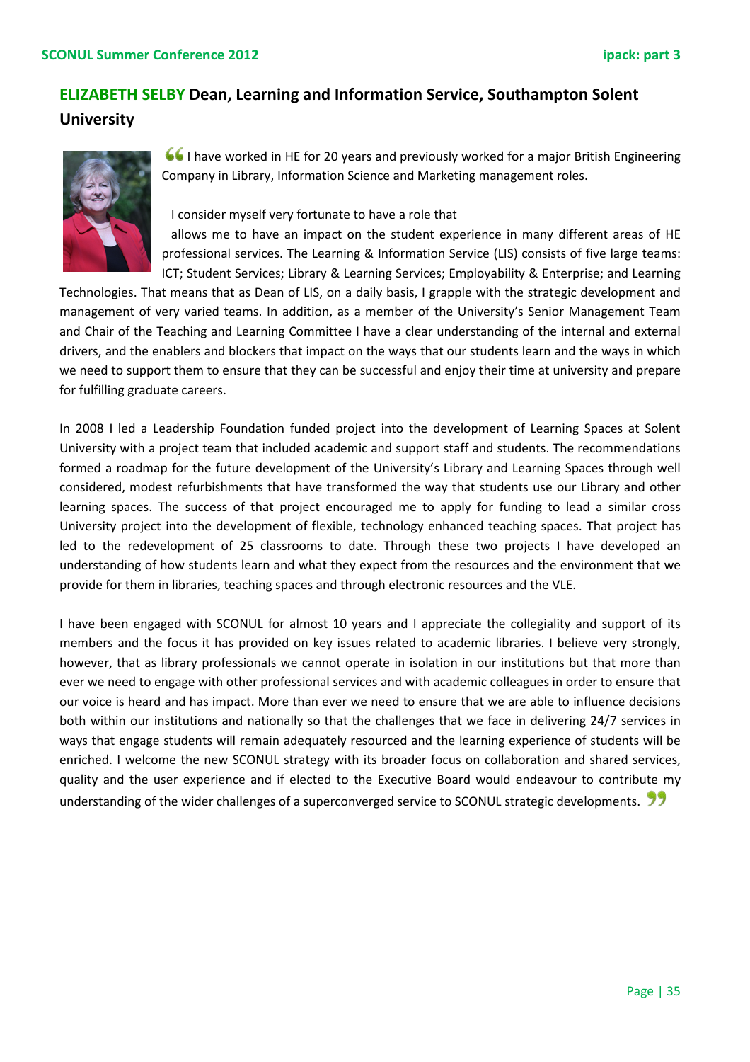## ELIZABETH SELBY Dean, Learning and Information Service, Southampton Solent University

"I have worked in HE for 20 years and previously worked for a major British Engineering Company in Library, Information Science and Marketing management roles.

I consider myself very fortunate to have a role that allows me to have an impact on the student experience in many different areas of HE professional services. The Learning & Information Service (LIS) consists of five large teams: ICT; Student Services; Library & Learning Services; Employability & Enterprise; and Learning Technologies. That means that as Dean of LIS, on a daily basis, I grapple with the strategic development and management of very varied teams. In addition, as a member of the University's Senior Management Team and Chair of the Teaching and Learning Committee I have a clear understanding of the internal and external drivers, and the enablers and blockers that impact on the ways that our students learn and the ways in which we need to support them to ensure that they can be successful and enjoy their time at university and prepare for fulfilling graduate careers.

In 2008 I led a Leadership Foundation funded project into the development of Learning Spaces at Solent University with a project team that included academic and support staff and students. The recommendations formed a roadmap for the future development of the University's Library and Learning Spaces through well considered, modest refurbishments that have transformed the way that students use our Library and other learning spaces. The success of that project encouraged me to apply for funding to lead a similar cross University project into the development of flexible, technology enhanced teaching spaces. That project has led to the redevelopment of 25 classrooms to date. Through these two projects I have developed an understanding of how students learn and what they expect from the resources and the environment that we provide for them in libraries, teaching spaces and through electronic resources and the VLE.

I have been engaged with SCONUL for almost 10 years and I appreciate the collegiality and support of its members and the focus it has provided on key issues related to academic libraries. I believe very strongly, however, that as library professionals we cannot operate in isolation in our institutions but that more than ever we need to engage with other professional services and with academic colleagues in order to ensure that our voice is heard and has impact. More than ever we need to ensure that we are able to influence decisions both within our institutions and nationally so that the challenges that we face in delivering 24/7 services in ways that engage students will remain adequately resourced and the learning experience of students will be enriched. I welcome the new SCONUL strategy with its broader focus on collaboration and shared services, quality and the user experience and if elected to the Executive Board would endeavour to contribute my understanding of the wider challenges of a superconverged service to SCONUL strategic developments."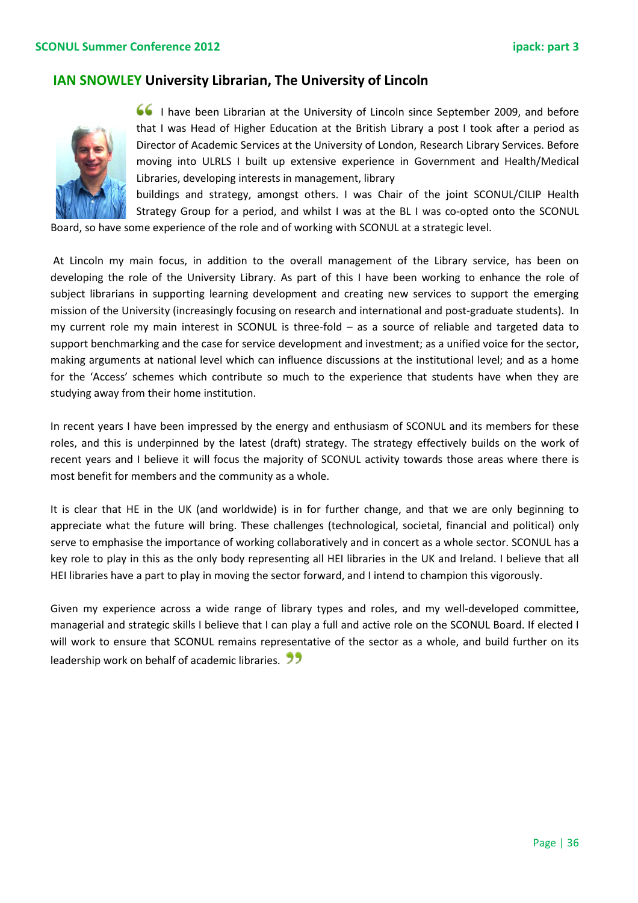## IAN SNOWLEY University Librarian, The University of Lincoln

"I have been Librarian at the University of Lincoln since September 2009, and before that I was Head of Higher Education at the British Library a post I took after a period as Director of Academic Services at the University of London, Research Library Services. Before moving into ULRLS I built up extensive experience in Government and Health/Medical Libraries, developing interests in management, library buildings and strategy, amongst others. I was Chair of the joint SCONUL/CILIP Health Strategy Group for a period, and whilst I was at the BL I was co-opted onto the SCONUL Board, so have some experience of the role and of working with SCONUL at a strategic level.

At Lincoln my main focus, in addition to the overall management of the Library service, has been on developing the role of the University Library. As part of this I have been working to enhance the role of subject librarians in supporting learning development and creating new services to support the emerging mission of the University (increasingly focusing on research and international and post-graduate students). In my current role my main interest in SCONUL is three-fold – as a source of reliable and targeted data to support benchmarking and the case for service development and investment; as a unified voice for the sector, making arguments at national level which can influence discussions at the institutional level; and as a home for the 'Access' schemes which contribute so much to the experience that students have when they are studying away from their home institution.

In recent years I have been impressed by the energy and enthusiasm of SCONUL and its members for these roles, and this is underpinned by the latest (draft) strategy. The strategy effectively builds on the work of recent years and I believe it will focus the majority of SCONUL activity towards those areas where there is most benefit for members and the community as a whole.

It is clear that HE in the UK (and worldwide) is in for further change, and that we are only beginning to appreciate what the future will bring. These challenges (technological, societal, financial and political) only serve to emphasise the importance of working collaboratively and in concert as a whole sector. SCONUL has a key role to play in this as the only body representing all HEI libraries in the UK and Ireland. I believe that all HEI libraries have a part to play in moving the sector forward, and I intend to champion this vigorously.

Given my experience across a wide range of library types and roles, and my well-developed committee, managerial and strategic skills I believe that I can play a full and active role on the SCONUL Board. If elected I will work to ensure that SCONUL remains representative of the sector as a whole, and build further on its leadership work on behalf of academic libraries."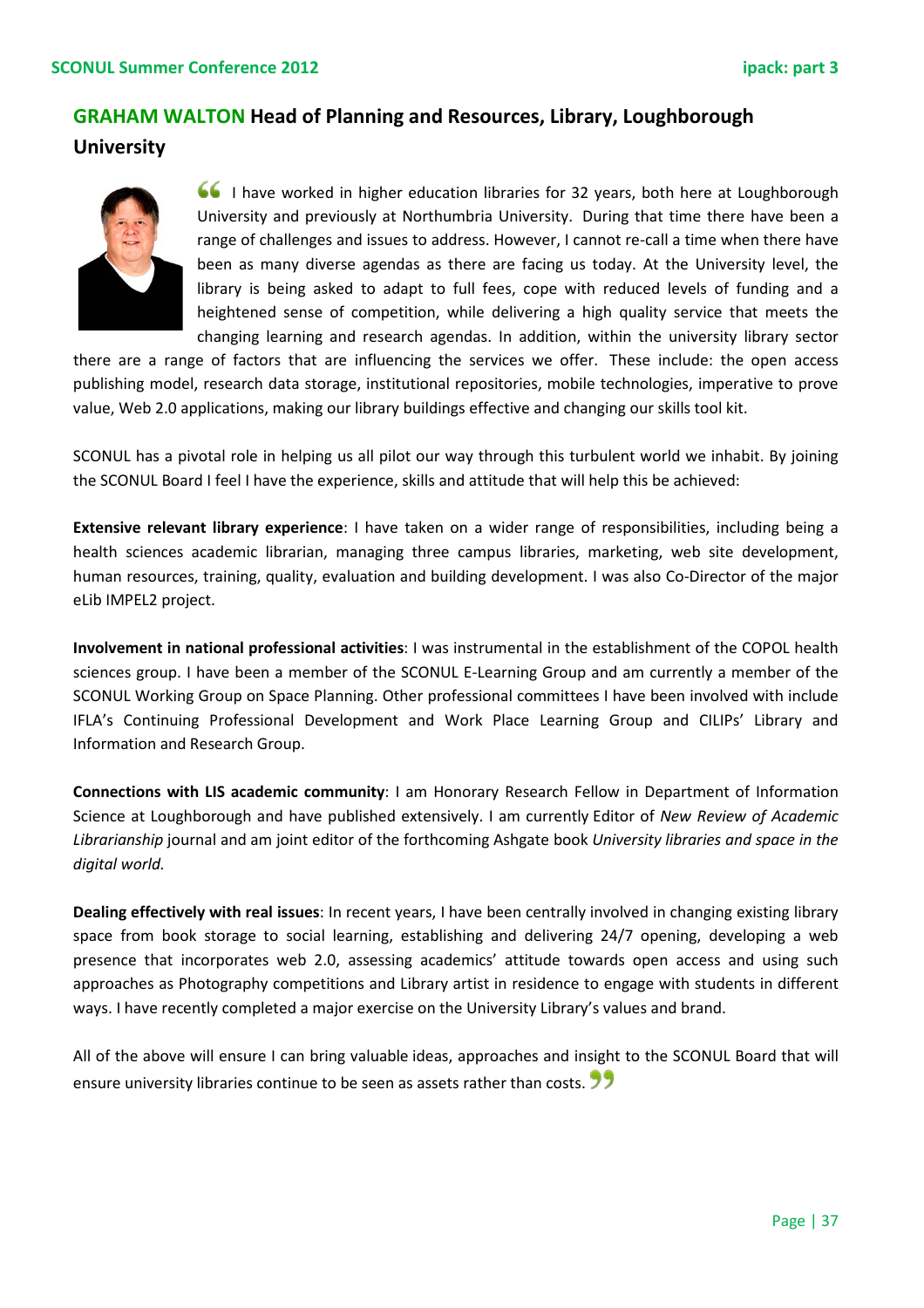## GRAHAM WALTON Head of Planning and Resources, Library, Loughborough University

"I have worked in higher education libraries for 32 years, both here at Loughborough University and previously at Northumbria University. During that time there have been a range of challenges and issues to address. However, I cannot re-call a time when there have been as many diverse agendas as there are facing us today. At the University level, the library is being asked to adapt to full fees, cope with reduced levels of funding and a heightened sense of competition, while delivering a high quality service that meets the changing learning and research agendas. In addition, within the university library sector there are a range of factors that are influencing the services we offer. These include: the open access publishing model, research data storage, institutional repositories, mobile technologies, imperative to prove value, Web 2.0 applications, making our library buildings effective and changing our skills tool kit.

SCONUL has a pivotal role in helping us all pilot our way through this turbulent world we inhabit. By joining the SCONUL Board I feel I have the experience, skills and attitude that will help this be achieved:

**Extensive relevant library experience**: I have taken on a wider range of responsibilities, including being a health sciences academic librarian, managing three campus libraries, marketing, web site development, human resources, training, quality, evaluation and building development. I was also Co-Director of the major eLib IMPEL2 project.

**Involvement in national professional activities**: I was instrumental in the establishment of the COPOL health sciences group. I have been a member of the SCONUL E-Learning Group and am currently a member of the SCONUL Working Group on Space Planning. Other professional committees I have been involved with include IFLA's Continuing Professional Development and Work Place Learning Group and CILIPs' Library and Information and Research Group.

**Connections with LIS academic community**: I am Honorary Research Fellow in Department of Information Science at Loughborough and have published extensively. I am currently Editor of *New Review of Academic Librarianship* journal and am joint editor of the forthcoming Ashgate book *University libraries and space in the digital world.*

**Dealing effectively with real issues**: In recent years, I have been centrally involved in changing existing library space from book storage to social learning, establishing and delivering 24/7 opening, developing a web presence that incorporates web 2.0, assessing academics' attitude towards open access and using such approaches as Photography competitions and Library artist in residence to engage with students in different ways. I have recently completed a major exercise on the University Library's values and brand.

All of the above will ensure I can bring valuable ideas, approaches and insight to the SCONUL Board that will ensure university libraries continue to be seen as assets rather than costs."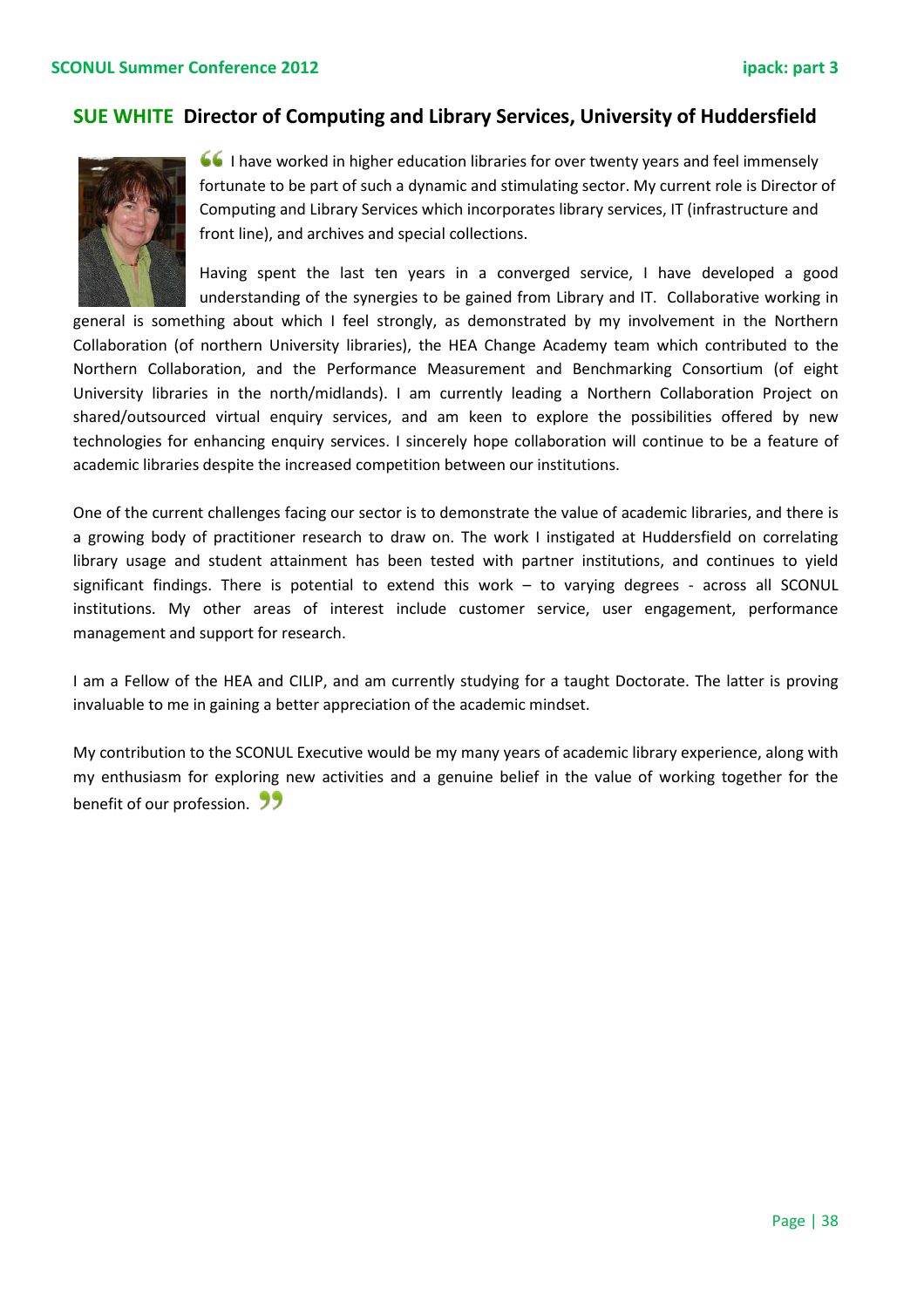## SUE WHITE Director of Computing and Library Services, University of Huddersfield

" I have worked in higher education libraries for over twenty years and feel immensely fortunate to be part of such a dynamic and stimulating sector. My current role is Director of Computing and Library Services which incorporates library services, IT (infrastructure and front line), and archives and special collections.

Having spent the last ten years in a converged service, I have developed a good understanding of the synergies to be gained from Library and IT. Collaborative working in general is something about which I feel strongly, as demonstrated by my involvement in the Northern Collaboration (of northern University libraries), the HEA Change Academy team which contributed to the Northern Collaboration, and the Performance Measurement and Benchmarking Consortium (of eight University libraries in the north/midlands). I am currently leading a Northern Collaboration Project on shared/outsourced virtual enquiry services, and am keen to explore the possibilities offered by new technologies for enhancing enquiry services. I sincerely hope collaboration will continue to be a feature of academic libraries despite the increased competition between our institutions.

One of the current challenges facing our sector is to demonstrate the value of academic libraries, and there is a growing body of practitioner research to draw on. The work I instigated at Huddersfield on correlating library usage and student attainment has been tested with partner institutions, and continues to yield significant findings. There is potential to extend this work – to varying degrees - across all SCONUL institutions. My other areas of interest include customer service, user engagement, performance management and support for research.

I am a Fellow of the HEA and CILIP, and am currently studying for a taught Doctorate. The latter is proving invaluable to me in gaining a better appreciation of the academic mindset.

My contribution to the SCONUL Executive would be my many years of academic library experience, along with my enthusiasm for exploring new activities and a genuine belief in the value of working together for the benefit of our profession. "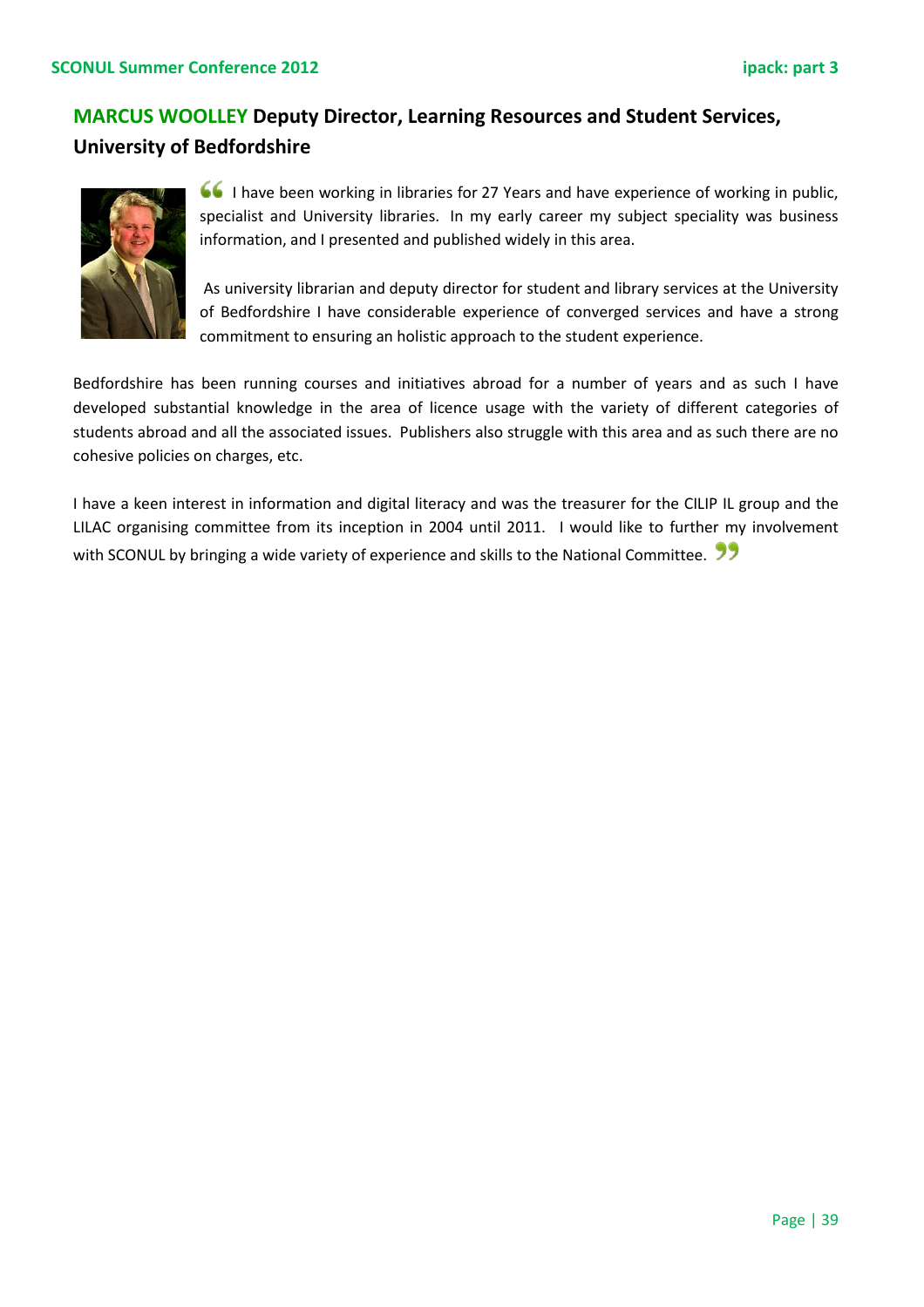## MARCUS WOOLLEY Deputy Director, Learning Resources and Student Services, University of Bedfordshire

“ I have been working in libraries for 27 Years and have experience of working in public, specialist and University libraries. In my early career my subject speciality was business information, and I presented and published widely in this area.

As university librarian and deputy director for student and library services at the University of Bedfordshire I have considerable experience of converged services and have a strong commitment to ensuring an holistic approach to the student experience.

Bedfordshire has been running courses and initiatives abroad for a number of years and as such I have developed substantial knowledge in the area of licence usage with the variety of different categories of students abroad and all the associated issues. Publishers also struggle with this area and as such there are no cohesive policies on charges, etc.

I have a keen interest in information and digital literacy and was the treasurer for the CILIP IL group and the LILAC organising committee from its inception in 2004 until 2011. I would like to further my involvement with SCONUL by bringing a wide variety of experience and skills to the National Committee. ”